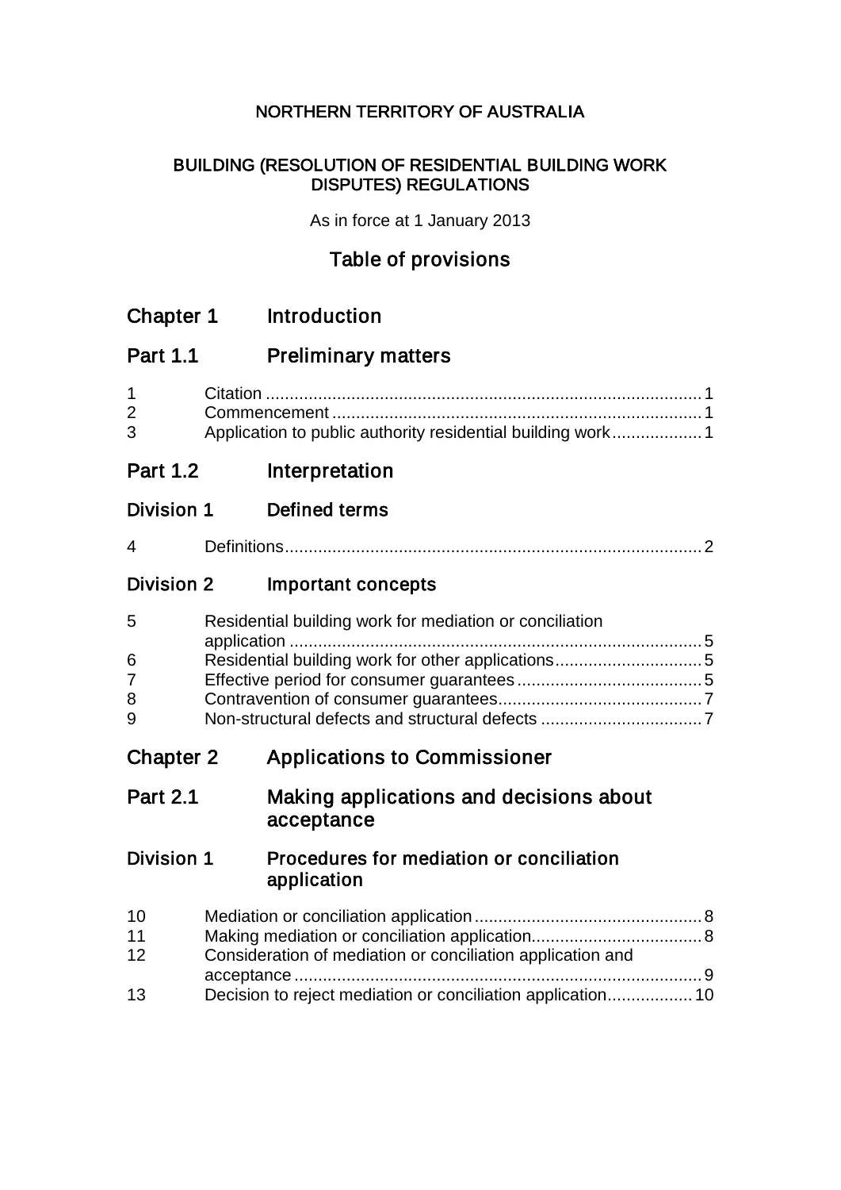# NORTHERN TERRITORY OF AUSTRALIA

## BUILDING (RESOLUTION OF RESIDENTIAL BUILDING WORK DISPUTES) REGULATIONS

As in force at 1 January 2013

## Table of provisions

## Chapter 1 Introduction

### Part 1.1 Preliminary matters

1 Citation ............ 1
2 Commencement ............ 1
3 Application to public authority residential building work ............ 1

### Part 1.2 Interpretation

#### Division 1 Defined terms

4 Definitions ............ 2

#### Division 2 Important concepts

5 Residential building work for mediation or conciliation application ............ 5
6 Residential building work for other applications ............ 5
7 Effective period for consumer guarantees ............ 5
8 Contravention of consumer guarantees ............ 7
9 Non-structural defects and structural defects ............ 7

## Chapter 2 Applications to Commissioner

### Part 2.1 Making applications and decisions about acceptance

#### Division 1 Procedures for mediation or conciliation application

10 Mediation or conciliation application ............ 8
11 Making mediation or conciliation application ............ 8
12 Consideration of mediation or conciliation application and acceptance ............ 9
13 Decision to reject mediation or conciliation application ............ 10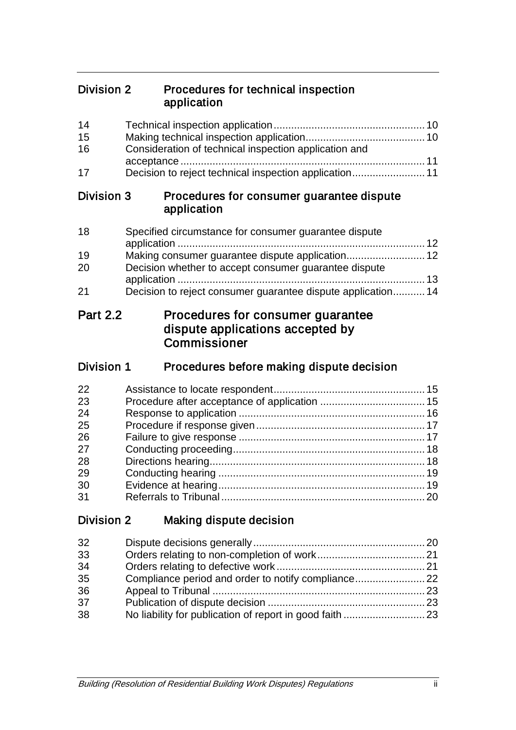## Division 2 Procedures for technical inspection application

| | | |
|---|---|---|
| 14 | Technical inspection application | 10 |
| 15 | Making technical inspection application | 10 |
| 16 | Consideration of technical inspection application and acceptance | 11 |
| 17 | Decision to reject technical inspection application | 11 |

## Division 3 Procedures for consumer guarantee dispute application

| | | |
|---|---|---|
| 18 | Specified circumstance for consumer guarantee dispute application | 12 |
| 19 | Making consumer guarantee dispute application | 12 |
| 20 | Decision whether to accept consumer guarantee dispute application | 13 |
| 21 | Decision to reject consumer guarantee dispute application | 14 |

# Part 2.2 Procedures for consumer guarantee dispute applications accepted by Commissioner

## Division 1 Procedures before making dispute decision

| | | |
|---|---|---|
| 22 | Assistance to locate respondent | 15 |
| 23 | Procedure after acceptance of application | 15 |
| 24 | Response to application | 16 |
| 25 | Procedure if response given | 17 |
| 26 | Failure to give response | 17 |
| 27 | Conducting proceeding | 18 |
| 28 | Directions hearing | 18 |
| 29 | Conducting hearing | 19 |
| 30 | Evidence at hearing | 19 |
| 31 | Referrals to Tribunal | 20 |

## Division 2 Making dispute decision

| | | |
|---|---|---|
| 32 | Dispute decisions generally | 20 |
| 33 | Orders relating to non-completion of work | 21 |
| 34 | Orders relating to defective work | 21 |
| 35 | Compliance period and order to notify compliance | 22 |
| 36 | Appeal to Tribunal | 23 |
| 37 | Publication of dispute decision | 23 |
| 38 | No liability for publication of report in good faith | 23 |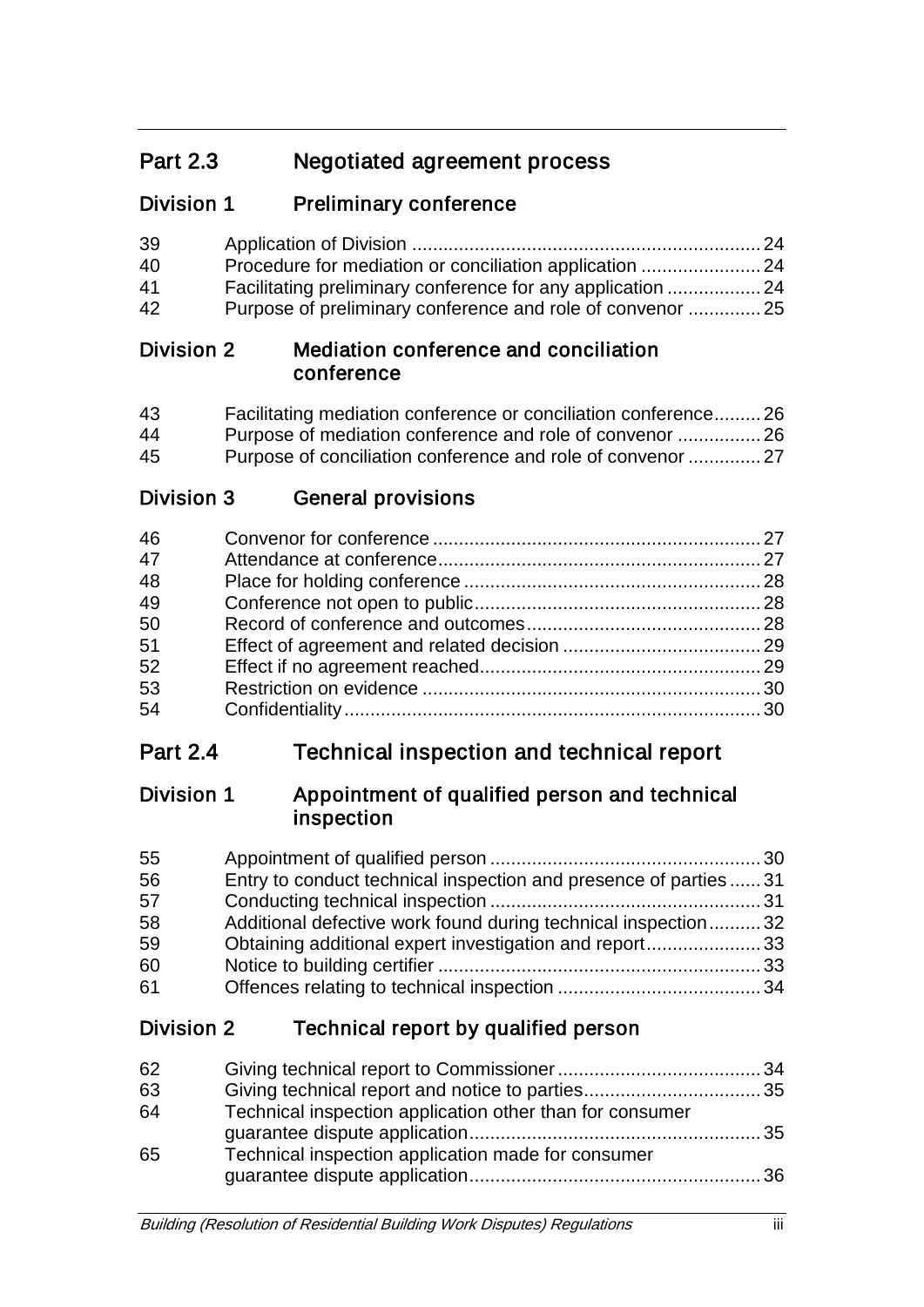## Part 2.3 Negotiated agreement process

### Division 1 Preliminary conference

| | | |
|---|---|---|
| 39 | Application of Division | 24 |
| 40 | Procedure for mediation or conciliation application | 24 |
| 41 | Facilitating preliminary conference for any application | 24 |
| 42 | Purpose of preliminary conference and role of convenor | 25 |

### Division 2 Mediation conference and conciliation conference

| | | |
|---|---|---|
| 43 | Facilitating mediation conference or conciliation conference | 26 |
| 44 | Purpose of mediation conference and role of convenor | 26 |
| 45 | Purpose of conciliation conference and role of convenor | 27 |

### Division 3 General provisions

| | | |
|---|---|---|
| 46 | Convenor for conference | 27 |
| 47 | Attendance at conference | 27 |
| 48 | Place for holding conference | 28 |
| 49 | Conference not open to public | 28 |
| 50 | Record of conference and outcomes | 28 |
| 51 | Effect of agreement and related decision | 29 |
| 52 | Effect if no agreement reached | 29 |
| 53 | Restriction on evidence | 30 |
| 54 | Confidentiality | 30 |

## Part 2.4 Technical inspection and technical report

### Division 1 Appointment of qualified person and technical inspection

| | | |
|---|---|---|
| 55 | Appointment of qualified person | 30 |
| 56 | Entry to conduct technical inspection and presence of parties | 31 |
| 57 | Conducting technical inspection | 31 |
| 58 | Additional defective work found during technical inspection | 32 |
| 59 | Obtaining additional expert investigation and report | 33 |
| 60 | Notice to building certifier | 33 |
| 61 | Offences relating to technical inspection | 34 |

### Division 2 Technical report by qualified person

| | | |
|---|---|---|
| 62 | Giving technical report to Commissioner | 34 |
| 63 | Giving technical report and notice to parties | 35 |
| 64 | Technical inspection application other than for consumer guarantee dispute application | 35 |
| 65 | Technical inspection application made for consumer guarantee dispute application | 36 |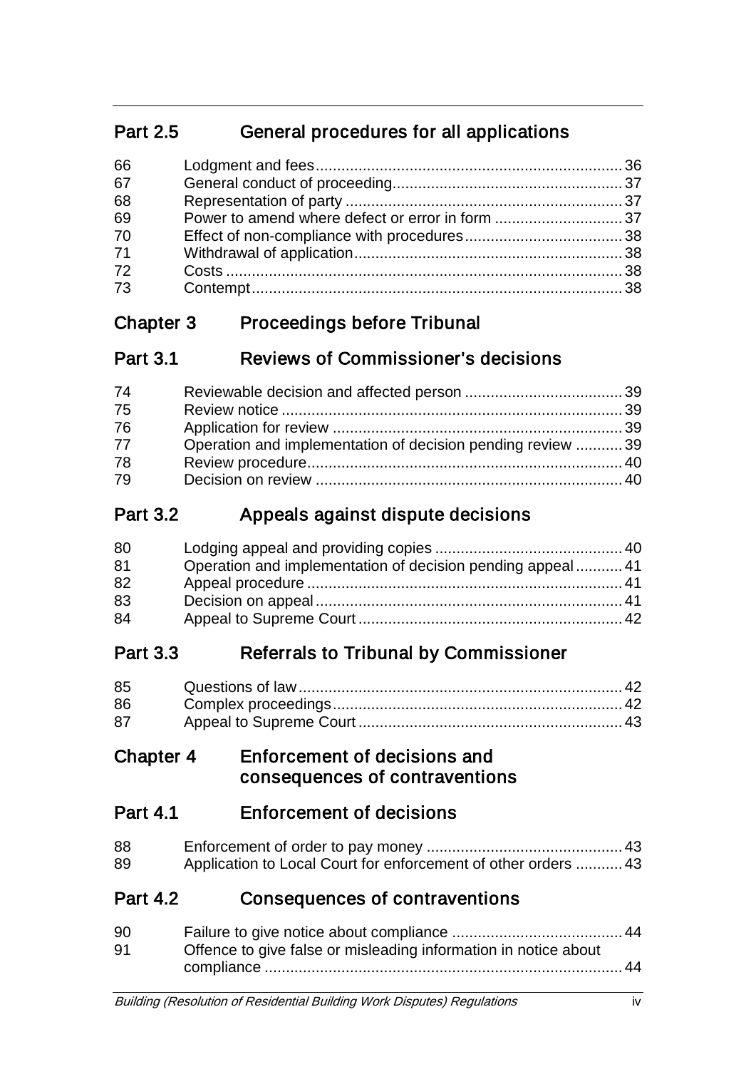## Part 2.5 General procedures for all applications

| | | |
|---|---|---|
| 66 | Lodgment and fees | 36 |
| 67 | General conduct of proceeding | 37 |
| 68 | Representation of party | 37 |
| 69 | Power to amend where defect or error in form | 37 |
| 70 | Effect of non-compliance with procedures | 38 |
| 71 | Withdrawal of application | 38 |
| 72 | Costs | 38 |
| 73 | Contempt | 38 |

# Chapter 3 Proceedings before Tribunal

## Part 3.1 Reviews of Commissioner's decisions

| | | |
|---|---|---|
| 74 | Reviewable decision and affected person | 39 |
| 75 | Review notice | 39 |
| 76 | Application for review | 39 |
| 77 | Operation and implementation of decision pending review | 39 |
| 78 | Review procedure | 40 |
| 79 | Decision on review | 40 |

## Part 3.2 Appeals against dispute decisions

| | | |
|---|---|---|
| 80 | Lodging appeal and providing copies | 40 |
| 81 | Operation and implementation of decision pending appeal | 41 |
| 82 | Appeal procedure | 41 |
| 83 | Decision on appeal | 41 |
| 84 | Appeal to Supreme Court | 42 |

## Part 3.3 Referrals to Tribunal by Commissioner

| | | |
|---|---|---|
| 85 | Questions of law | 42 |
| 86 | Complex proceedings | 42 |
| 87 | Appeal to Supreme Court | 43 |

# Chapter 4 Enforcement of decisions and consequences of contraventions

## Part 4.1 Enforcement of decisions

| | | |
|---|---|---|
| 88 | Enforcement of order to pay money | 43 |
| 89 | Application to Local Court for enforcement of other orders | 43 |

## Part 4.2 Consequences of contraventions

| | | |
|---|---|---|
| 90 | Failure to give notice about compliance | 44 |
| 91 | Offence to give false or misleading information in notice about compliance | 44 |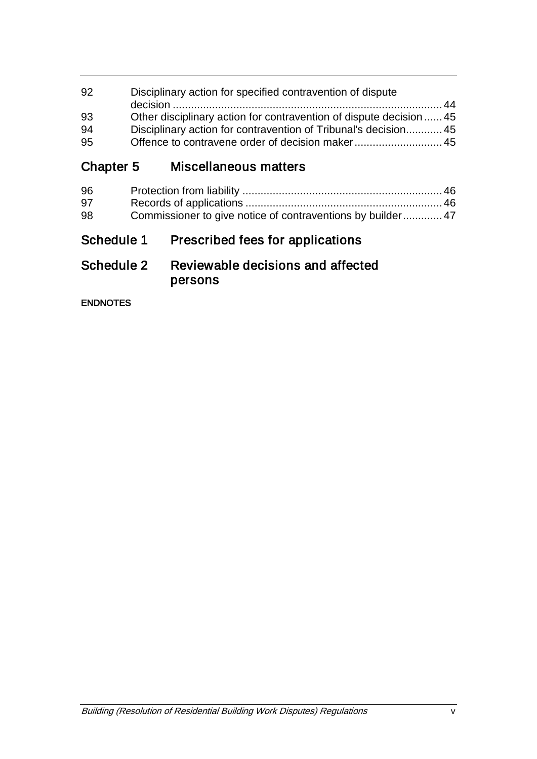| | | |
|---|---|---|
| 92 | Disciplinary action for specified contravention of dispute decision | 44 |
| 93 | Other disciplinary action for contravention of dispute decision | 45 |
| 94 | Disciplinary action for contravention of Tribunal's decision | 45 |
| 95 | Offence to contravene order of decision maker | 45 |

## Chapter 5 Miscellaneous matters

| | | |
|---|---|---|
| 96 | Protection from liability | 46 |
| 97 | Records of applications | 46 |
| 98 | Commissioner to give notice of contraventions by builder | 47 |

## Schedule 1 Prescribed fees for applications

## Schedule 2 Reviewable decisions and affected persons

**ENDNOTES**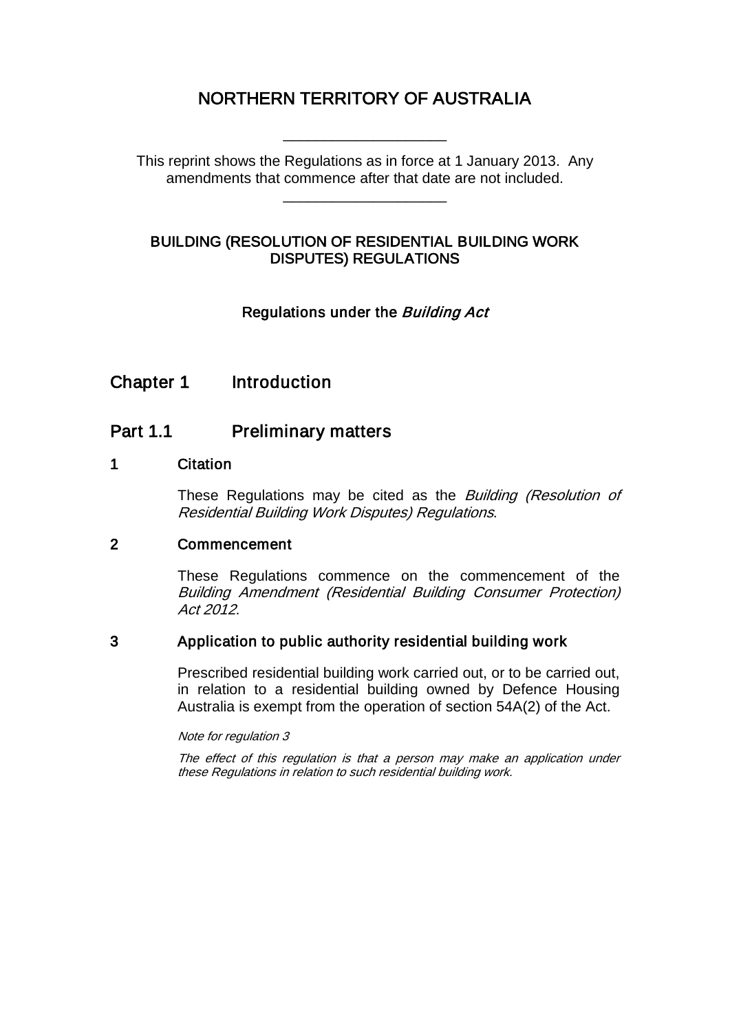# NORTHERN TERRITORY OF AUSTRALIA

\_\_\_\_\_\_\_\_\_\_\_\_\_\_\_\_\_\_\_\_

This reprint shows the Regulations as in force at 1 January 2013. Any amendments that commence after that date are not included.

\_\_\_\_\_\_\_\_\_\_\_\_\_\_\_\_\_\_\_\_

## BUILDING (RESOLUTION OF RESIDENTIAL BUILDING WORK DISPUTES) REGULATIONS

### Regulations under the *Building Act*

## Chapter 1 Introduction

## Part 1.1 Preliminary matters

### 1 Citation

These Regulations may be cited as the *Building (Resolution of Residential Building Work Disputes) Regulations*.

### 2 Commencement

These Regulations commence on the commencement of the *Building Amendment (Residential Building Consumer Protection) Act 2012*.

### 3 Application to public authority residential building work

Prescribed residential building work carried out, or to be carried out, in relation to a residential building owned by Defence Housing Australia is exempt from the operation of section 54A(2) of the Act.

*Note for regulation 3*

*The effect of this regulation is that a person may make an application under these Regulations in relation to such residential building work.*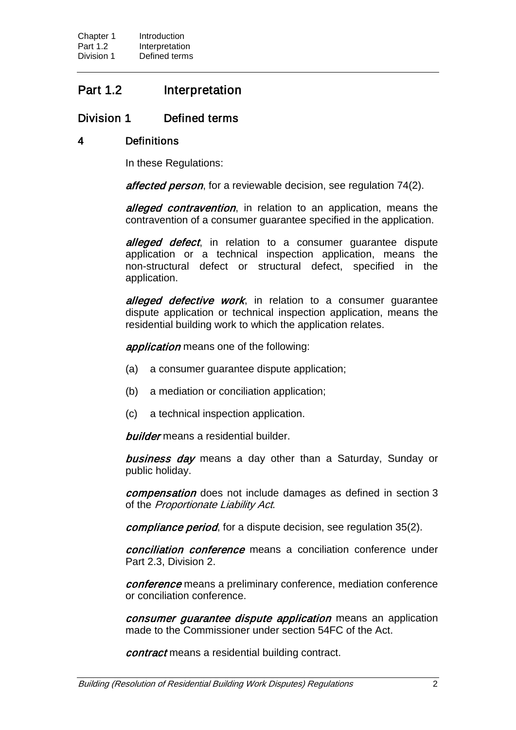## Part 1.2 Interpretation

### Division 1 Defined terms

#### 4 Definitions

In these Regulations:

***affected person***, for a reviewable decision, see regulation 74(2).

***alleged contravention***, in relation to an application, means the contravention of a consumer guarantee specified in the application.

***alleged defect***, in relation to a consumer guarantee dispute application or a technical inspection application, means the non-structural defect or structural defect, specified in the application.

***alleged defective work***, in relation to a consumer guarantee dispute application or technical inspection application, means the residential building work to which the application relates.

***application*** means one of the following:

(a) a consumer guarantee dispute application;

(b) a mediation or conciliation application;

(c) a technical inspection application.

***builder*** means a residential builder.

***business day*** means a day other than a Saturday, Sunday or public holiday.

***compensation*** does not include damages as defined in section 3 of the *Proportionate Liability Act*.

***compliance period***, for a dispute decision, see regulation 35(2).

***conciliation conference*** means a conciliation conference under Part 2.3, Division 2.

***conference*** means a preliminary conference, mediation conference or conciliation conference.

***consumer guarantee dispute application*** means an application made to the Commissioner under section 54FC of the Act.

***contract*** means a residential building contract.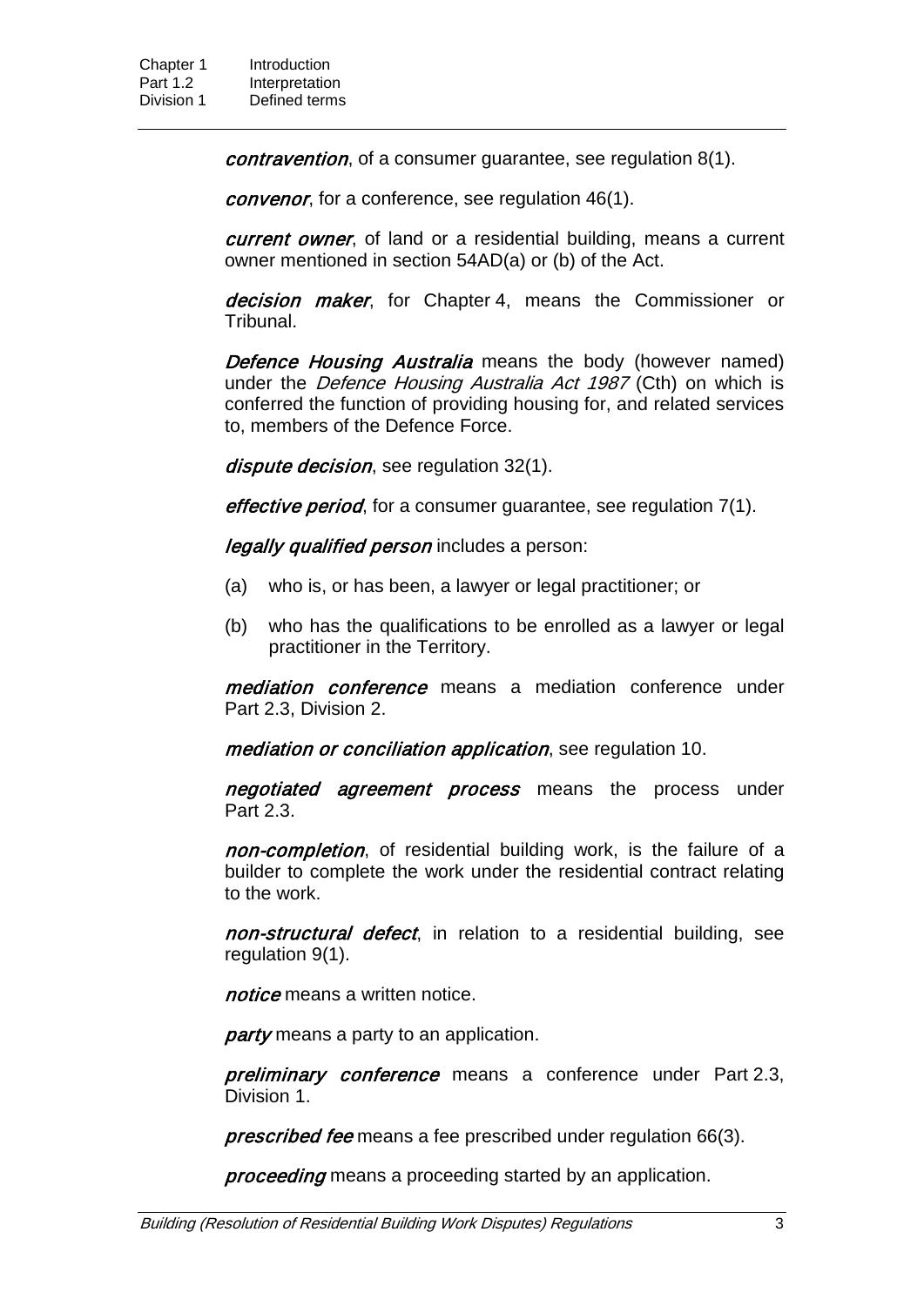***contravention***, of a consumer guarantee, see regulation 8(1).

***convenor***, for a conference, see regulation 46(1).

***current owner***, of land or a residential building, means a current owner mentioned in section 54AD(a) or (b) of the Act.

***decision maker***, for Chapter 4, means the Commissioner or Tribunal.

***Defence Housing Australia*** means the body (however named) under the *Defence Housing Australia Act 1987* (Cth) on which is conferred the function of providing housing for, and related services to, members of the Defence Force.

***dispute decision***, see regulation 32(1).

***effective period***, for a consumer guarantee, see regulation 7(1).

***legally qualified person*** includes a person:

(a) who is, or has been, a lawyer or legal practitioner; or

(b) who has the qualifications to be enrolled as a lawyer or legal practitioner in the Territory.

***mediation conference*** means a mediation conference under Part 2.3, Division 2.

***mediation or conciliation application***, see regulation 10.

***negotiated agreement process*** means the process under Part 2.3.

***non-completion***, of residential building work, is the failure of a builder to complete the work under the residential contract relating to the work.

***non-structural defect***, in relation to a residential building, see regulation 9(1).

***notice*** means a written notice.

***party*** means a party to an application.

***preliminary conference*** means a conference under Part 2.3, Division 1.

***prescribed fee*** means a fee prescribed under regulation 66(3).

***proceeding*** means a proceeding started by an application.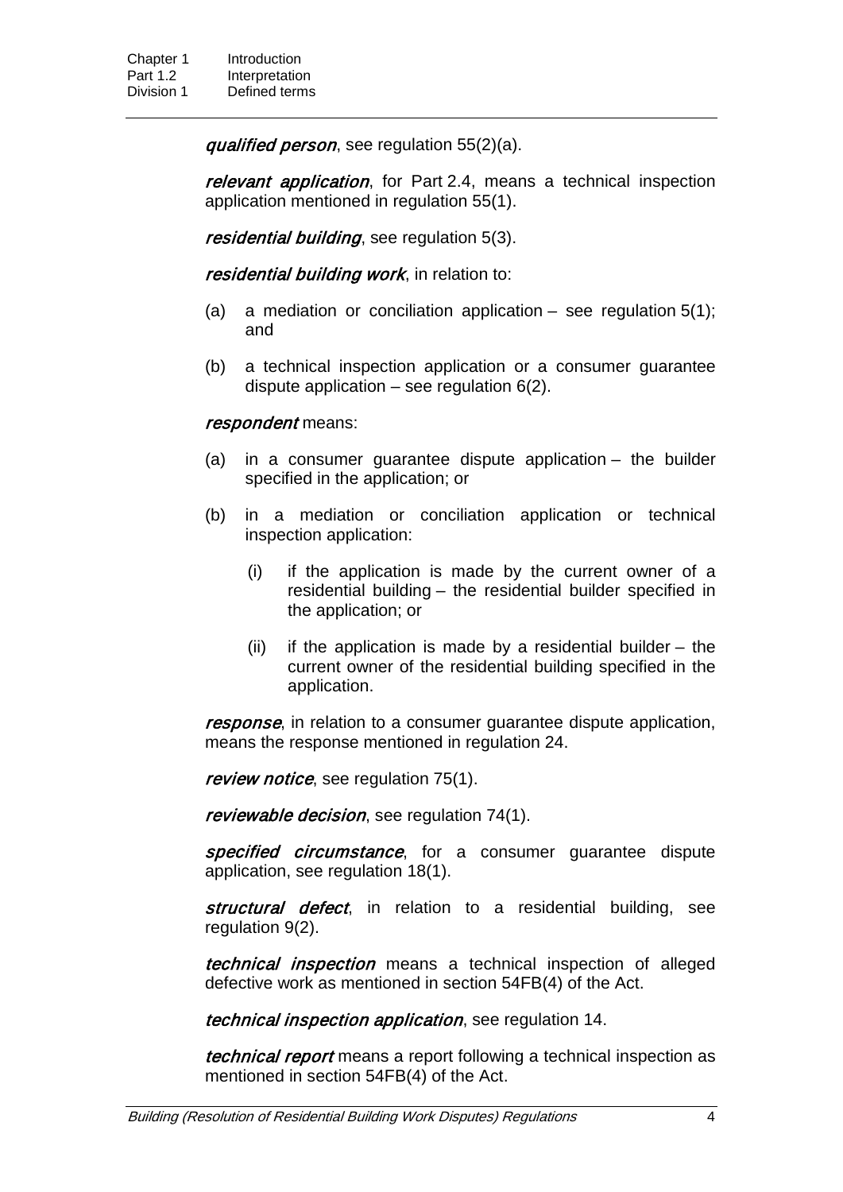***qualified person***, see regulation 55(2)(a).

***relevant application***, for Part 2.4, means a technical inspection application mentioned in regulation 55(1).

***residential building***, see regulation 5(3).

***residential building work***, in relation to:

(a) a mediation or conciliation application – see regulation 5(1); and

(b) a technical inspection application or a consumer guarantee dispute application – see regulation 6(2).

***respondent*** means:

(a) in a consumer guarantee dispute application – the builder specified in the application; or

(b) in a mediation or conciliation application or technical inspection application:

(i) if the application is made by the current owner of a residential building – the residential builder specified in the application; or

(ii) if the application is made by a residential builder – the current owner of the residential building specified in the application.

***response***, in relation to a consumer guarantee dispute application, means the response mentioned in regulation 24.

***review notice***, see regulation 75(1).

***reviewable decision***, see regulation 74(1).

***specified circumstance***, for a consumer guarantee dispute application, see regulation 18(1).

***structural defect***, in relation to a residential building, see regulation 9(2).

***technical inspection*** means a technical inspection of alleged defective work as mentioned in section 54FB(4) of the Act.

***technical inspection application***, see regulation 14.

***technical report*** means a report following a technical inspection as mentioned in section 54FB(4) of the Act.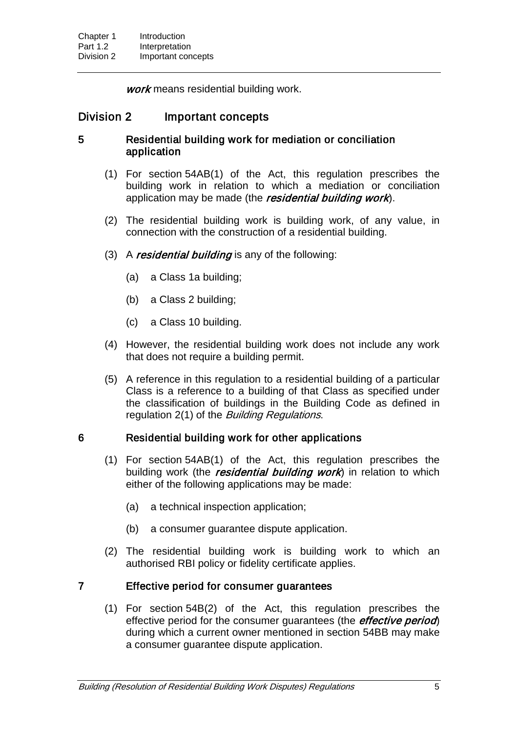***work*** means residential building work.

## Division 2 Important concepts

### 5 Residential building work for mediation or conciliation application

(1) For section 54AB(1) of the Act, this regulation prescribes the building work in relation to which a mediation or conciliation application may be made (the ***residential building work***).

(2) The residential building work is building work, of any value, in connection with the construction of a residential building.

(3) A ***residential building*** is any of the following:

(a) a Class 1a building;

(b) a Class 2 building;

(c) a Class 10 building.

(4) However, the residential building work does not include any work that does not require a building permit.

(5) A reference in this regulation to a residential building of a particular Class is a reference to a building of that Class as specified under the classification of buildings in the Building Code as defined in regulation 2(1) of the *Building Regulations*.

### 6 Residential building work for other applications

(1) For section 54AB(1) of the Act, this regulation prescribes the building work (the ***residential building work***) in relation to which either of the following applications may be made:

(a) a technical inspection application;

(b) a consumer guarantee dispute application.

(2) The residential building work is building work to which an authorised RBI policy or fidelity certificate applies.

### 7 Effective period for consumer guarantees

(1) For section 54B(2) of the Act, this regulation prescribes the effective period for the consumer guarantees (the ***effective period***) during which a current owner mentioned in section 54BB may make a consumer guarantee dispute application.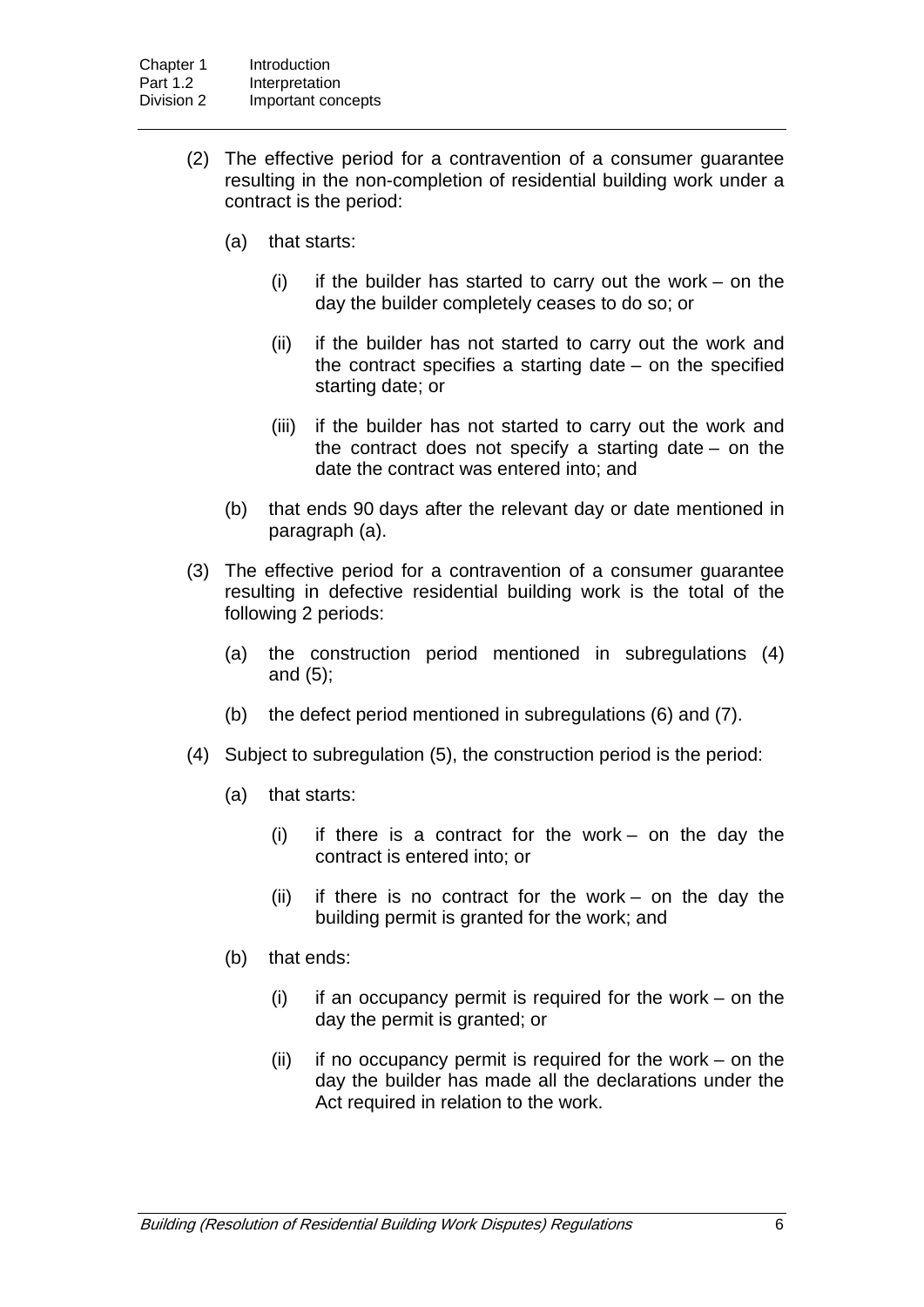(2) The effective period for a contravention of a consumer guarantee resulting in the non-completion of residential building work under a contract is the period:

(a) that starts:

(i) if the builder has started to carry out the work – on the day the builder completely ceases to do so; or

(ii) if the builder has not started to carry out the work and the contract specifies a starting date – on the specified starting date; or

(iii) if the builder has not started to carry out the work and the contract does not specify a starting date – on the date the contract was entered into; and

(b) that ends 90 days after the relevant day or date mentioned in paragraph (a).

(3) The effective period for a contravention of a consumer guarantee resulting in defective residential building work is the total of the following 2 periods:

(a) the construction period mentioned in subregulations (4) and (5);

(b) the defect period mentioned in subregulations (6) and (7).

(4) Subject to subregulation (5), the construction period is the period:

(a) that starts:

(i) if there is a contract for the work – on the day the contract is entered into; or

(ii) if there is no contract for the work – on the day the building permit is granted for the work; and

(b) that ends:

(i) if an occupancy permit is required for the work – on the day the permit is granted; or

(ii) if no occupancy permit is required for the work – on the day the builder has made all the declarations under the Act required in relation to the work.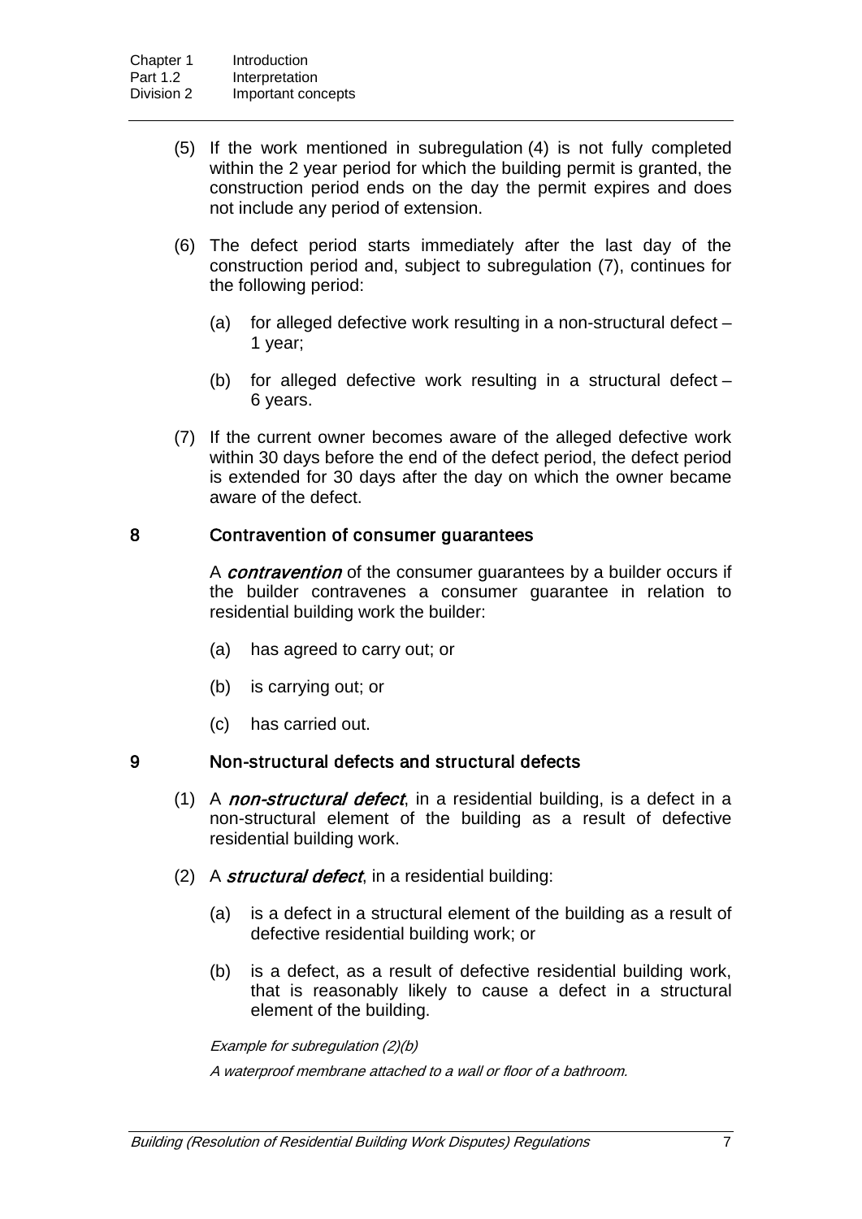(5) If the work mentioned in subregulation (4) is not fully completed within the 2 year period for which the building permit is granted, the construction period ends on the day the permit expires and does not include any period of extension.

(6) The defect period starts immediately after the last day of the construction period and, subject to subregulation (7), continues for the following period:

(a) for alleged defective work resulting in a non-structural defect – 1 year;

(b) for alleged defective work resulting in a structural defect – 6 years.

(7) If the current owner becomes aware of the alleged defective work within 30 days before the end of the defect period, the defect period is extended for 30 days after the day on which the owner became aware of the defect.

## 8 Contravention of consumer guarantees

A ***contravention*** of the consumer guarantees by a builder occurs if the builder contravenes a consumer guarantee in relation to residential building work the builder:

(a) has agreed to carry out; or

(b) is carrying out; or

(c) has carried out.

## 9 Non-structural defects and structural defects

(1) A ***non-structural defect***, in a residential building, is a defect in a non-structural element of the building as a result of defective residential building work.

(2) A ***structural defect***, in a residential building:

(a) is a defect in a structural element of the building as a result of defective residential building work; or

(b) is a defect, as a result of defective residential building work, that is reasonably likely to cause a defect in a structural element of the building.

*Example for subregulation (2)(b)*

*A waterproof membrane attached to a wall or floor of a bathroom.*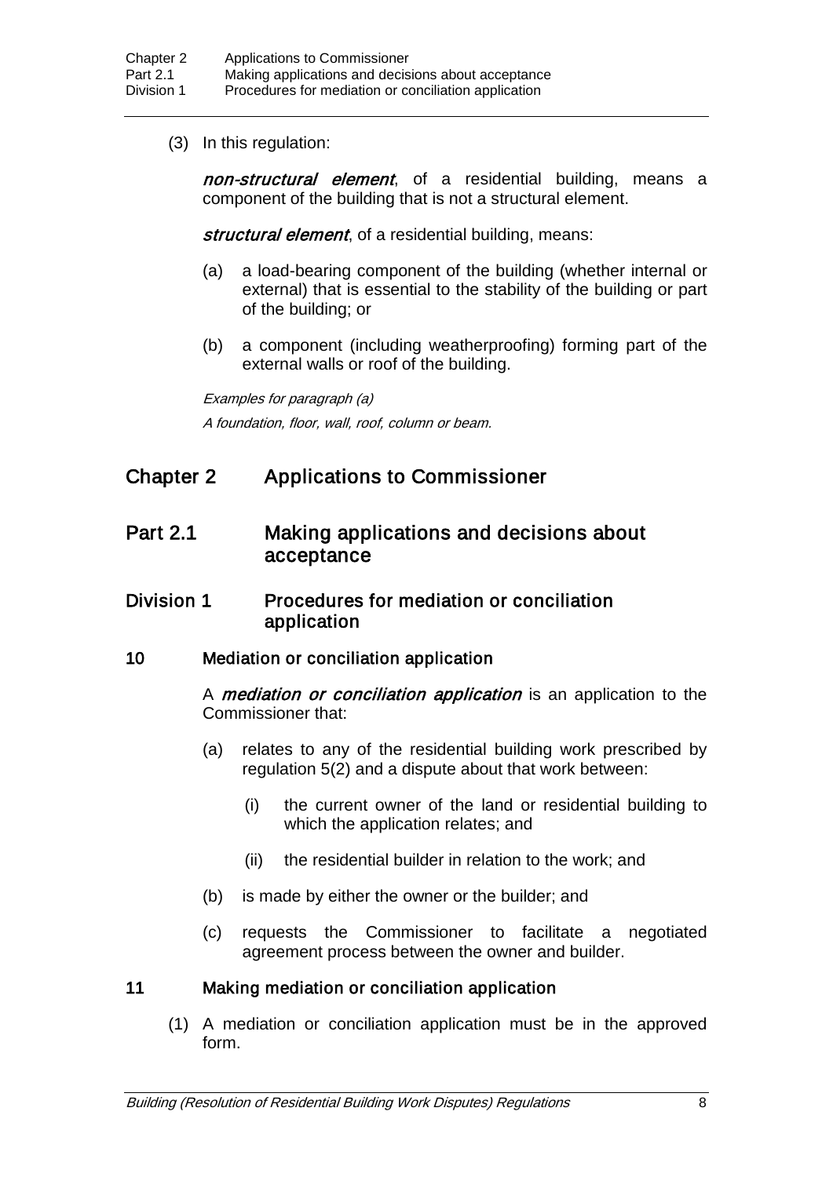(3) In this regulation:

***non-structural element***, of a residential building, means a component of the building that is not a structural element.

***structural element***, of a residential building, means:

(a) a load-bearing component of the building (whether internal or external) that is essential to the stability of the building or part of the building; or

(b) a component (including weatherproofing) forming part of the external walls or roof of the building.

*Examples for paragraph (a)*

*A foundation, floor, wall, roof, column or beam.*

# Chapter 2 Applications to Commissioner

## Part 2.1 Making applications and decisions about acceptance

### Division 1 Procedures for mediation or conciliation application

#### 10 Mediation or conciliation application

A ***mediation or conciliation application*** is an application to the Commissioner that:

(a) relates to any of the residential building work prescribed by regulation 5(2) and a dispute about that work between:

(i) the current owner of the land or residential building to which the application relates; and

(ii) the residential builder in relation to the work; and

(b) is made by either the owner or the builder; and

(c) requests the Commissioner to facilitate a negotiated agreement process between the owner and builder.

#### 11 Making mediation or conciliation application

(1) A mediation or conciliation application must be in the approved form.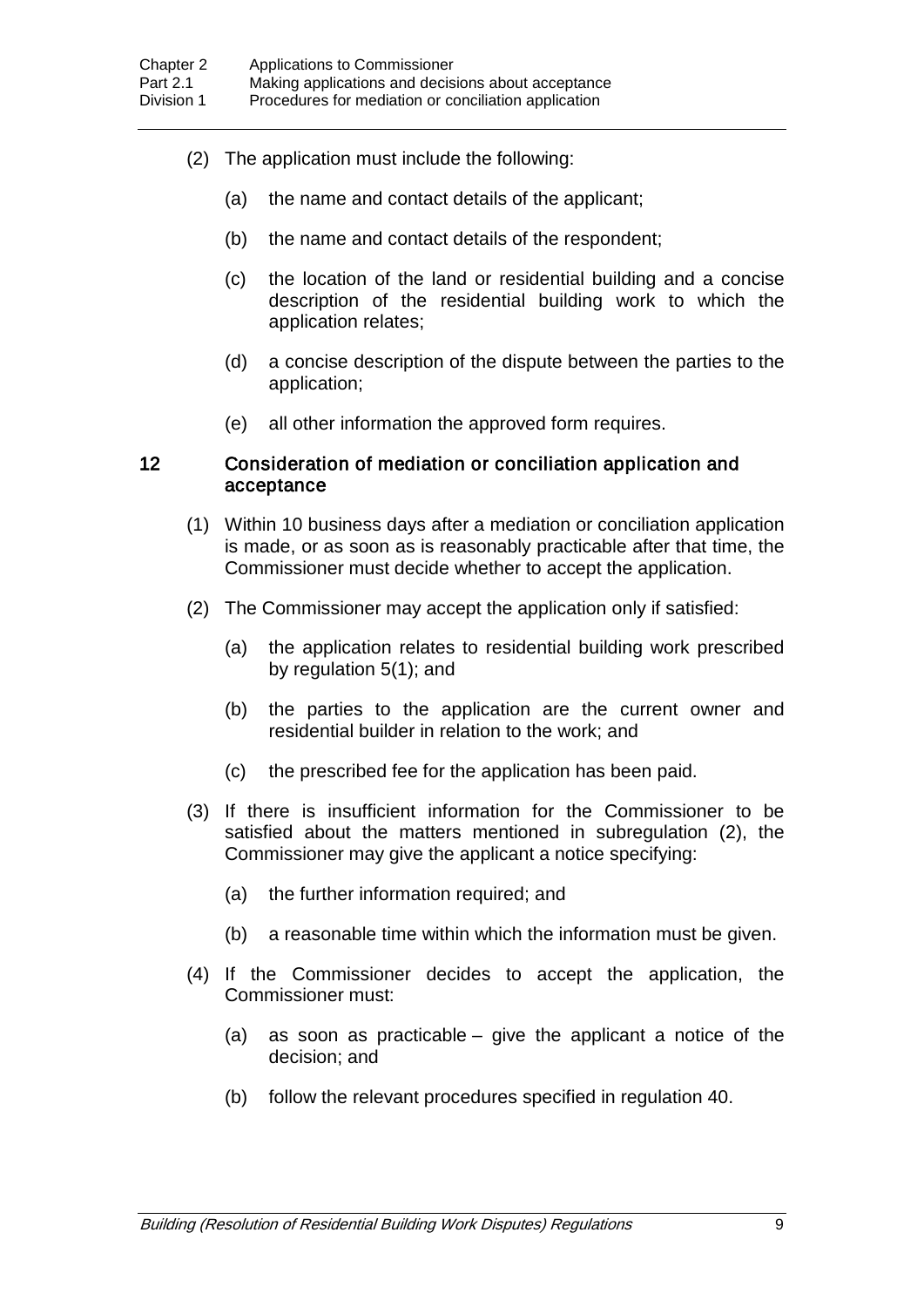(2) The application must include the following:

(a) the name and contact details of the applicant;

(b) the name and contact details of the respondent;

(c) the location of the land or residential building and a concise description of the residential building work to which the application relates;

(d) a concise description of the dispute between the parties to the application;

(e) all other information the approved form requires.

## 12 Consideration of mediation or conciliation application and acceptance

(1) Within 10 business days after a mediation or conciliation application is made, or as soon as is reasonably practicable after that time, the Commissioner must decide whether to accept the application.

(2) The Commissioner may accept the application only if satisfied:

(a) the application relates to residential building work prescribed by regulation 5(1); and

(b) the parties to the application are the current owner and residential builder in relation to the work; and

(c) the prescribed fee for the application has been paid.

(3) If there is insufficient information for the Commissioner to be satisfied about the matters mentioned in subregulation (2), the Commissioner may give the applicant a notice specifying:

(a) the further information required; and

(b) a reasonable time within which the information must be given.

(4) If the Commissioner decides to accept the application, the Commissioner must:

(a) as soon as practicable – give the applicant a notice of the decision; and

(b) follow the relevant procedures specified in regulation 40.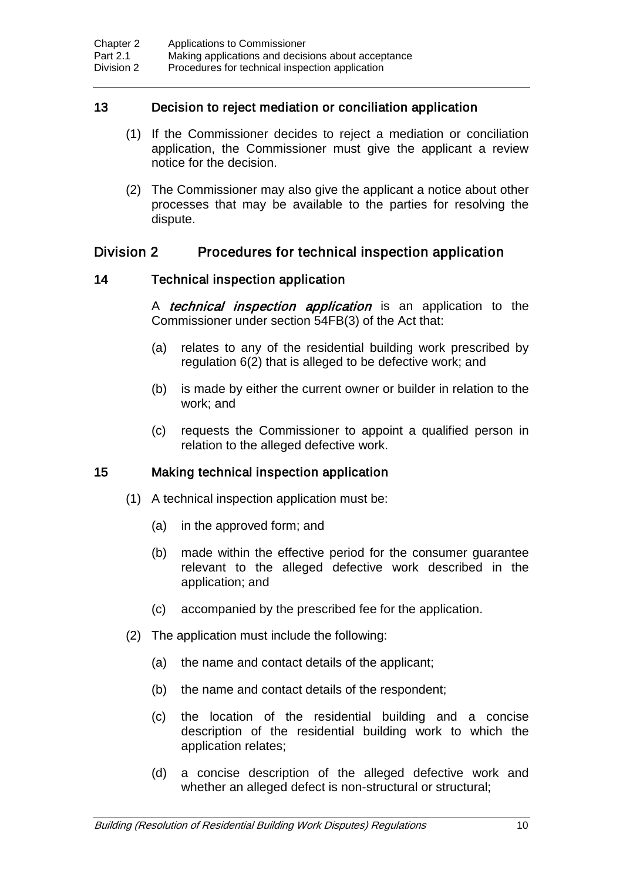### 13 Decision to reject mediation or conciliation application

(1) If the Commissioner decides to reject a mediation or conciliation application, the Commissioner must give the applicant a review notice for the decision.

(2) The Commissioner may also give the applicant a notice about other processes that may be available to the parties for resolving the dispute.

## Division 2 Procedures for technical inspection application

### 14 Technical inspection application

A ***technical inspection application*** is an application to the Commissioner under section 54FB(3) of the Act that:

(a) relates to any of the residential building work prescribed by regulation 6(2) that is alleged to be defective work; and

(b) is made by either the current owner or builder in relation to the work; and

(c) requests the Commissioner to appoint a qualified person in relation to the alleged defective work.

### 15 Making technical inspection application

(1) A technical inspection application must be:

(a) in the approved form; and

(b) made within the effective period for the consumer guarantee relevant to the alleged defective work described in the application; and

(c) accompanied by the prescribed fee for the application.

(2) The application must include the following:

(a) the name and contact details of the applicant;

(b) the name and contact details of the respondent;

(c) the location of the residential building and a concise description of the residential building work to which the application relates;

(d) a concise description of the alleged defective work and whether an alleged defect is non-structural or structural;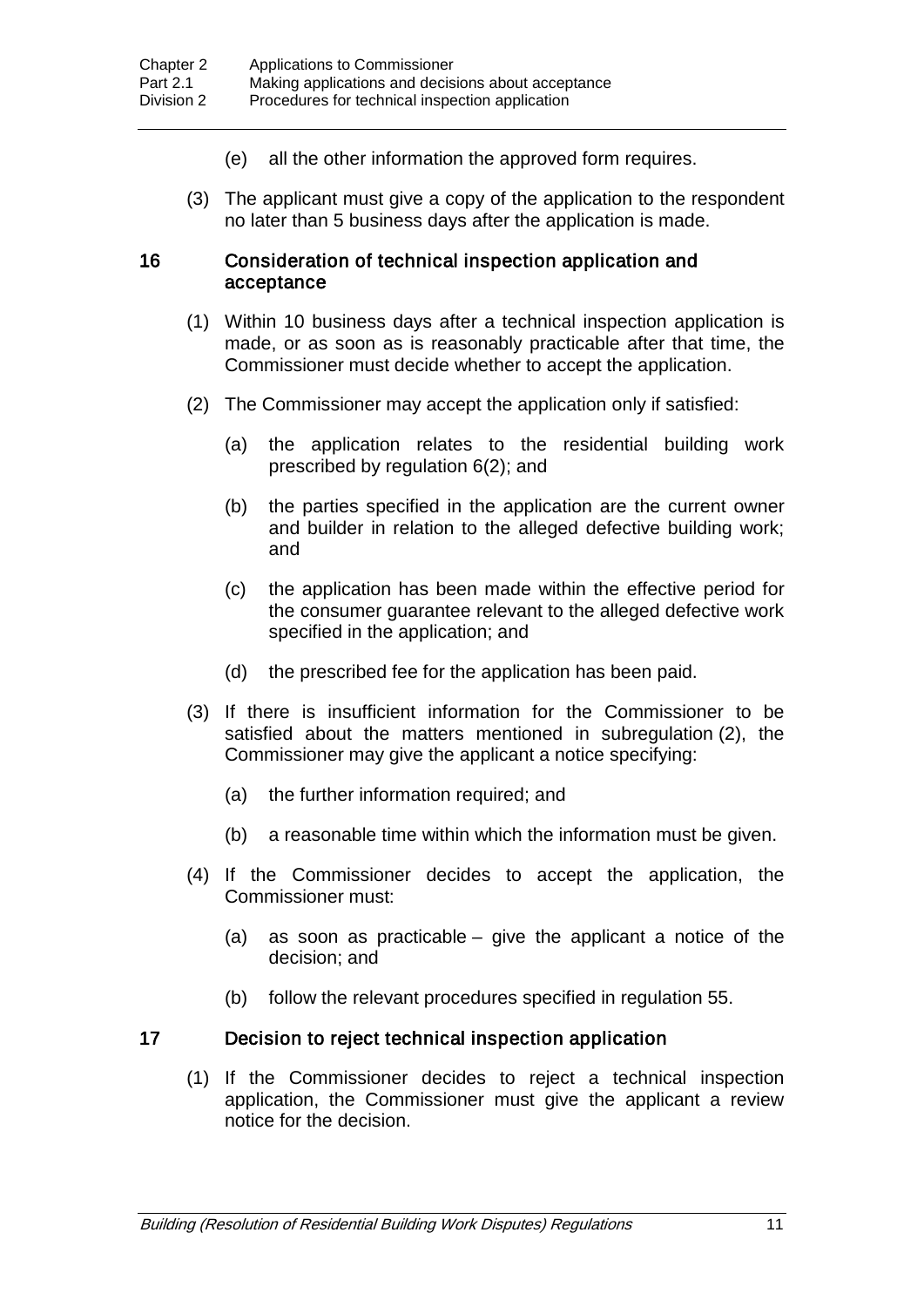(e) all the other information the approved form requires.

(3) The applicant must give a copy of the application to the respondent no later than 5 business days after the application is made.

### 16 Consideration of technical inspection application and acceptance

(1) Within 10 business days after a technical inspection application is made, or as soon as is reasonably practicable after that time, the Commissioner must decide whether to accept the application.

(2) The Commissioner may accept the application only if satisfied:

(a) the application relates to the residential building work prescribed by regulation 6(2); and

(b) the parties specified in the application are the current owner and builder in relation to the alleged defective building work; and

(c) the application has been made within the effective period for the consumer guarantee relevant to the alleged defective work specified in the application; and

(d) the prescribed fee for the application has been paid.

(3) If there is insufficient information for the Commissioner to be satisfied about the matters mentioned in subregulation (2), the Commissioner may give the applicant a notice specifying:

(a) the further information required; and

(b) a reasonable time within which the information must be given.

(4) If the Commissioner decides to accept the application, the Commissioner must:

(a) as soon as practicable – give the applicant a notice of the decision; and

(b) follow the relevant procedures specified in regulation 55.

### 17 Decision to reject technical inspection application

(1) If the Commissioner decides to reject a technical inspection application, the Commissioner must give the applicant a review notice for the decision.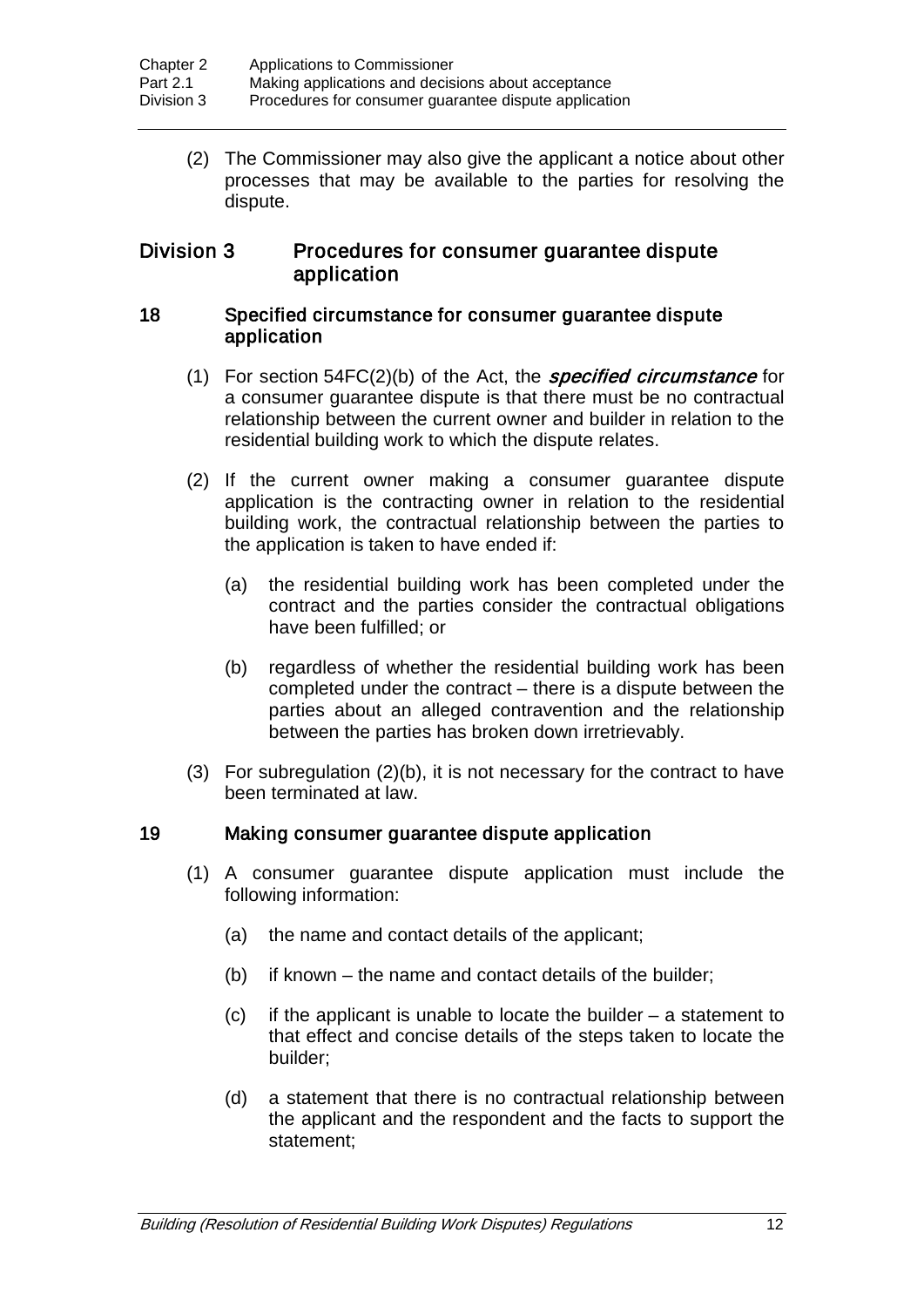(2) The Commissioner may also give the applicant a notice about other processes that may be available to the parties for resolving the dispute.

## Division 3 Procedures for consumer guarantee dispute application

### 18 Specified circumstance for consumer guarantee dispute application

(1) For section 54FC(2)(b) of the Act, the ***specified circumstance*** for a consumer guarantee dispute is that there must be no contractual relationship between the current owner and builder in relation to the residential building work to which the dispute relates.

(2) If the current owner making a consumer guarantee dispute application is the contracting owner in relation to the residential building work, the contractual relationship between the parties to the application is taken to have ended if:

(a) the residential building work has been completed under the contract and the parties consider the contractual obligations have been fulfilled; or

(b) regardless of whether the residential building work has been completed under the contract – there is a dispute between the parties about an alleged contravention and the relationship between the parties has broken down irretrievably.

(3) For subregulation (2)(b), it is not necessary for the contract to have been terminated at law.

### 19 Making consumer guarantee dispute application

(1) A consumer guarantee dispute application must include the following information:

(a) the name and contact details of the applicant;

(b) if known – the name and contact details of the builder;

(c) if the applicant is unable to locate the builder – a statement to that effect and concise details of the steps taken to locate the builder;

(d) a statement that there is no contractual relationship between the applicant and the respondent and the facts to support the statement;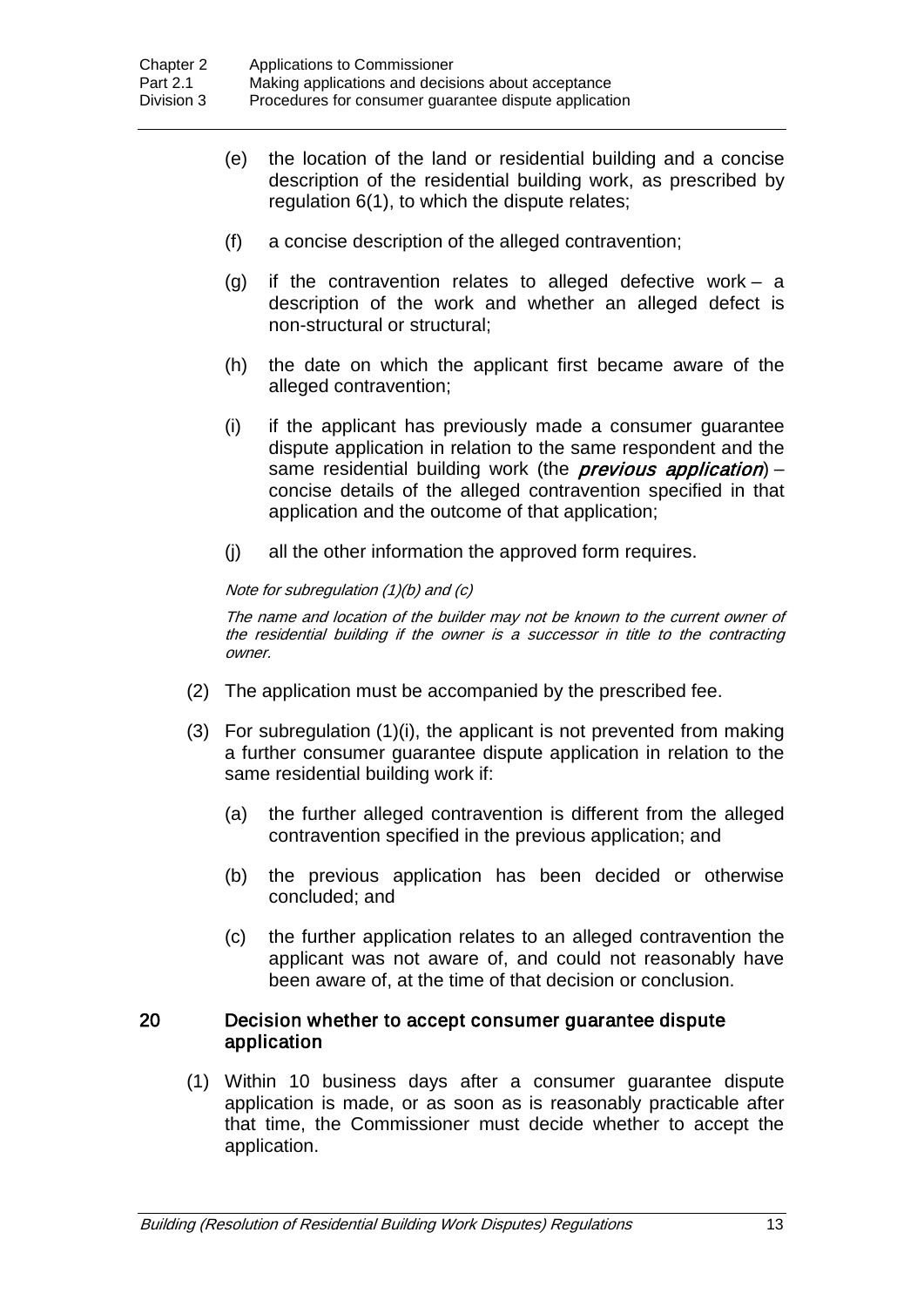(e) the location of the land or residential building and a concise description of the residential building work, as prescribed by regulation 6(1), to which the dispute relates;

(f) a concise description of the alleged contravention;

(g) if the contravention relates to alleged defective work – a description of the work and whether an alleged defect is non-structural or structural;

(h) the date on which the applicant first became aware of the alleged contravention;

(i) if the applicant has previously made a consumer guarantee dispute application in relation to the same respondent and the same residential building work (the ***previous application***) – concise details of the alleged contravention specified in that application and the outcome of that application;

(j) all the other information the approved form requires.

*Note for subregulation (1)(b) and (c)*

*The name and location of the builder may not be known to the current owner of the residential building if the owner is a successor in title to the contracting owner.*

(2) The application must be accompanied by the prescribed fee.

(3) For subregulation (1)(i), the applicant is not prevented from making a further consumer guarantee dispute application in relation to the same residential building work if:

(a) the further alleged contravention is different from the alleged contravention specified in the previous application; and

(b) the previous application has been decided or otherwise concluded; and

(c) the further application relates to an alleged contravention the applicant was not aware of, and could not reasonably have been aware of, at the time of that decision or conclusion.

### 20 Decision whether to accept consumer guarantee dispute application

(1) Within 10 business days after a consumer guarantee dispute application is made, or as soon as is reasonably practicable after that time, the Commissioner must decide whether to accept the application.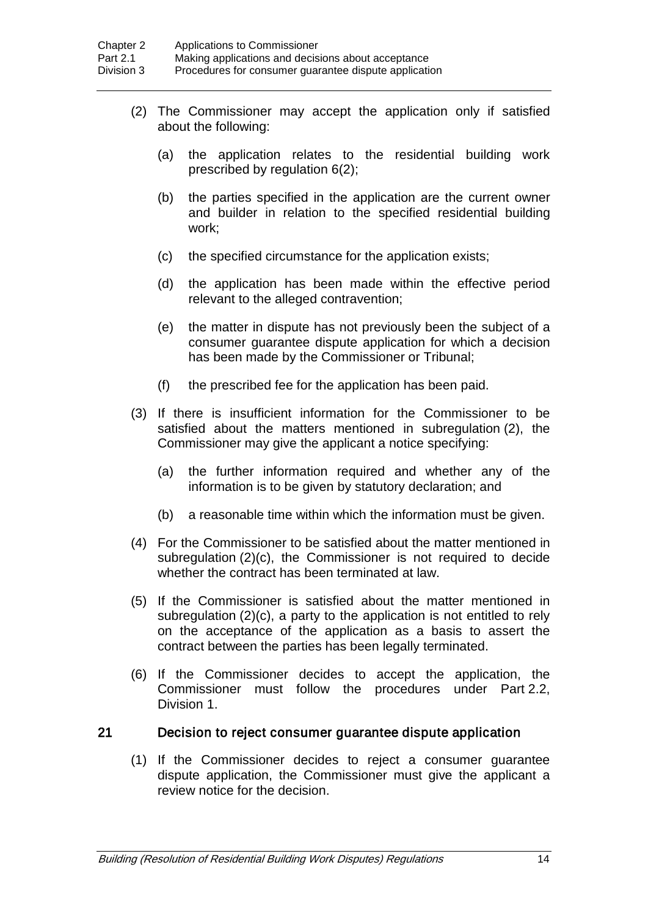(2) The Commissioner may accept the application only if satisfied about the following:

(a) the application relates to the residential building work prescribed by regulation 6(2);

(b) the parties specified in the application are the current owner and builder in relation to the specified residential building work;

(c) the specified circumstance for the application exists;

(d) the application has been made within the effective period relevant to the alleged contravention;

(e) the matter in dispute has not previously been the subject of a consumer guarantee dispute application for which a decision has been made by the Commissioner or Tribunal;

(f) the prescribed fee for the application has been paid.

(3) If there is insufficient information for the Commissioner to be satisfied about the matters mentioned in subregulation (2), the Commissioner may give the applicant a notice specifying:

(a) the further information required and whether any of the information is to be given by statutory declaration; and

(b) a reasonable time within which the information must be given.

(4) For the Commissioner to be satisfied about the matter mentioned in subregulation (2)(c), the Commissioner is not required to decide whether the contract has been terminated at law.

(5) If the Commissioner is satisfied about the matter mentioned in subregulation (2)(c), a party to the application is not entitled to rely on the acceptance of the application as a basis to assert the contract between the parties has been legally terminated.

(6) If the Commissioner decides to accept the application, the Commissioner must follow the procedures under Part 2.2, Division 1.

### 21 Decision to reject consumer guarantee dispute application

(1) If the Commissioner decides to reject a consumer guarantee dispute application, the Commissioner must give the applicant a review notice for the decision.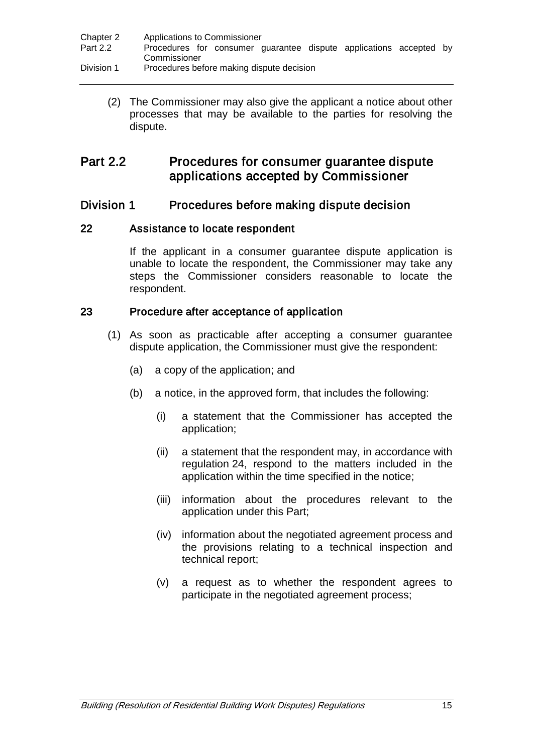(2) The Commissioner may also give the applicant a notice about other processes that may be available to the parties for resolving the dispute.

# Part 2.2 Procedures for consumer guarantee dispute applications accepted by Commissioner

## Division 1 Procedures before making dispute decision

### 22 Assistance to locate respondent

If the applicant in a consumer guarantee dispute application is unable to locate the respondent, the Commissioner may take any steps the Commissioner considers reasonable to locate the respondent.

### 23 Procedure after acceptance of application

(1) As soon as practicable after accepting a consumer guarantee dispute application, the Commissioner must give the respondent:

(a) a copy of the application; and

(b) a notice, in the approved form, that includes the following:

(i) a statement that the Commissioner has accepted the application;

(ii) a statement that the respondent may, in accordance with regulation 24, respond to the matters included in the application within the time specified in the notice;

(iii) information about the procedures relevant to the application under this Part;

(iv) information about the negotiated agreement process and the provisions relating to a technical inspection and technical report;

(v) a request as to whether the respondent agrees to participate in the negotiated agreement process;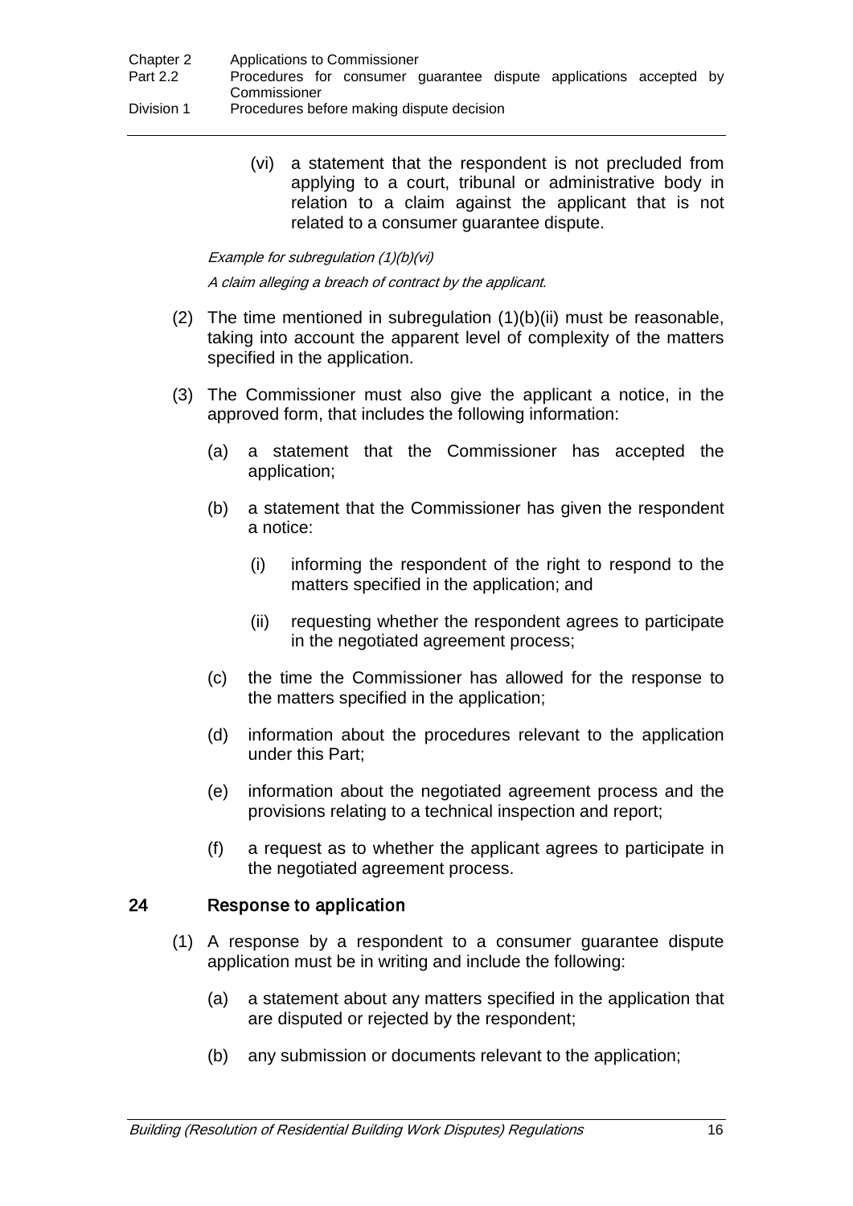(vi) a statement that the respondent is not precluded from applying to a court, tribunal or administrative body in relation to a claim against the applicant that is not related to a consumer guarantee dispute.

*Example for subregulation (1)(b)(vi)*

*A claim alleging a breach of contract by the applicant.*

(2) The time mentioned in subregulation (1)(b)(ii) must be reasonable, taking into account the apparent level of complexity of the matters specified in the application.

(3) The Commissioner must also give the applicant a notice, in the approved form, that includes the following information:

(a) a statement that the Commissioner has accepted the application;

(b) a statement that the Commissioner has given the respondent a notice:

(i) informing the respondent of the right to respond to the matters specified in the application; and

(ii) requesting whether the respondent agrees to participate in the negotiated agreement process;

(c) the time the Commissioner has allowed for the response to the matters specified in the application;

(d) information about the procedures relevant to the application under this Part;

(e) information about the negotiated agreement process and the provisions relating to a technical inspection and report;

(f) a request as to whether the applicant agrees to participate in the negotiated agreement process.

## 24 Response to application

(1) A response by a respondent to a consumer guarantee dispute application must be in writing and include the following:

(a) a statement about any matters specified in the application that are disputed or rejected by the respondent;

(b) any submission or documents relevant to the application;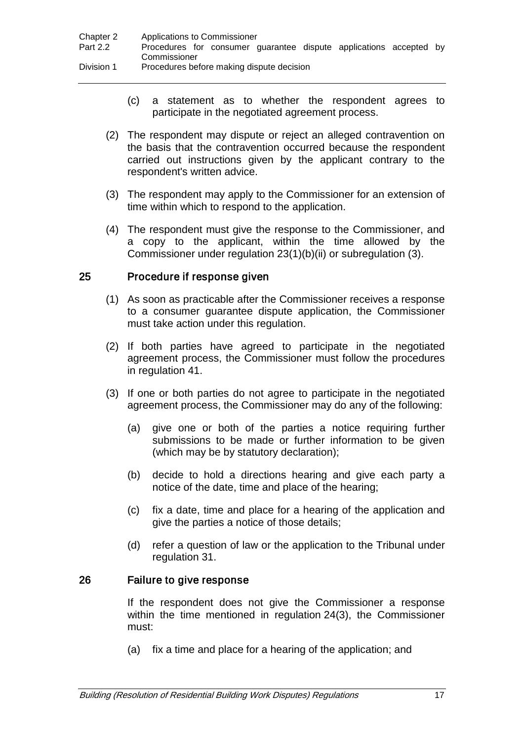(c) a statement as to whether the respondent agrees to participate in the negotiated agreement process.

(2) The respondent may dispute or reject an alleged contravention on the basis that the contravention occurred because the respondent carried out instructions given by the applicant contrary to the respondent's written advice.

(3) The respondent may apply to the Commissioner for an extension of time within which to respond to the application.

(4) The respondent must give the response to the Commissioner, and a copy to the applicant, within the time allowed by the Commissioner under regulation 23(1)(b)(ii) or subregulation (3).

## 25 Procedure if response given

(1) As soon as practicable after the Commissioner receives a response to a consumer guarantee dispute application, the Commissioner must take action under this regulation.

(2) If both parties have agreed to participate in the negotiated agreement process, the Commissioner must follow the procedures in regulation 41.

(3) If one or both parties do not agree to participate in the negotiated agreement process, the Commissioner may do any of the following:

(a) give one or both of the parties a notice requiring further submissions to be made or further information to be given (which may be by statutory declaration);

(b) decide to hold a directions hearing and give each party a notice of the date, time and place of the hearing;

(c) fix a date, time and place for a hearing of the application and give the parties a notice of those details;

(d) refer a question of law or the application to the Tribunal under regulation 31.

## 26 Failure to give response

If the respondent does not give the Commissioner a response within the time mentioned in regulation 24(3), the Commissioner must:

(a) fix a time and place for a hearing of the application; and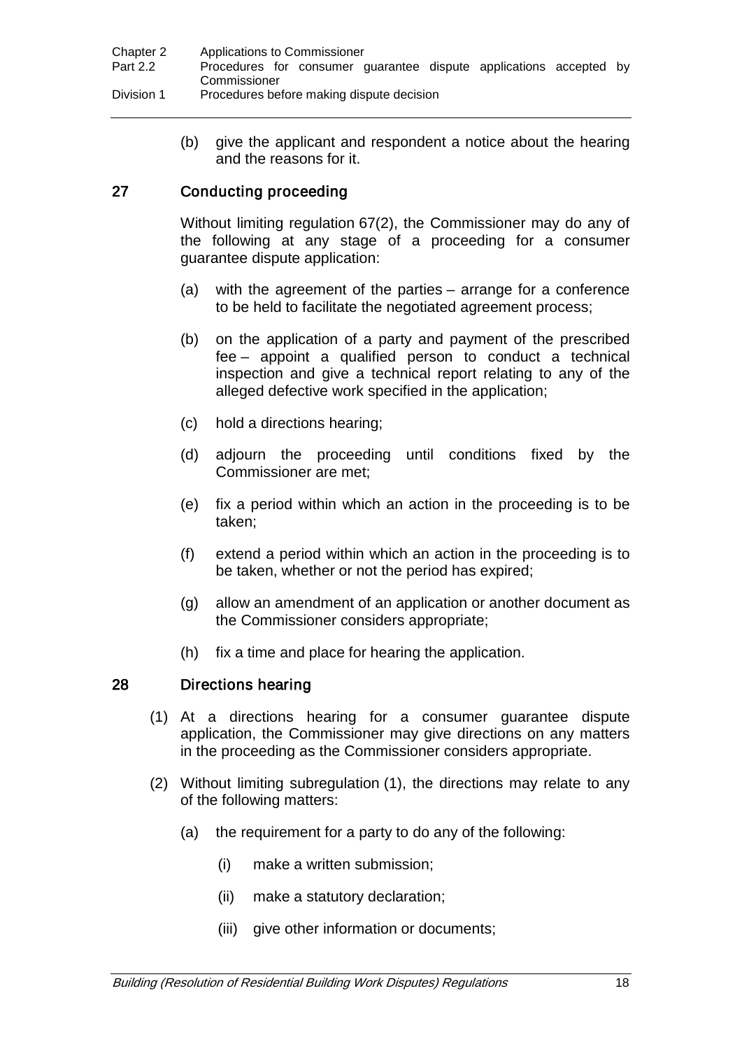(b) give the applicant and respondent a notice about the hearing and the reasons for it.

### 27 Conducting proceeding

Without limiting regulation 67(2), the Commissioner may do any of the following at any stage of a proceeding for a consumer guarantee dispute application:

(a) with the agreement of the parties – arrange for a conference to be held to facilitate the negotiated agreement process;

(b) on the application of a party and payment of the prescribed fee – appoint a qualified person to conduct a technical inspection and give a technical report relating to any of the alleged defective work specified in the application;

(c) hold a directions hearing;

(d) adjourn the proceeding until conditions fixed by the Commissioner are met;

(e) fix a period within which an action in the proceeding is to be taken;

(f) extend a period within which an action in the proceeding is to be taken, whether or not the period has expired;

(g) allow an amendment of an application or another document as the Commissioner considers appropriate;

(h) fix a time and place for hearing the application.

### 28 Directions hearing

(1) At a directions hearing for a consumer guarantee dispute application, the Commissioner may give directions on any matters in the proceeding as the Commissioner considers appropriate.

(2) Without limiting subregulation (1), the directions may relate to any of the following matters:

(a) the requirement for a party to do any of the following:

(i) make a written submission;

(ii) make a statutory declaration;

(iii) give other information or documents;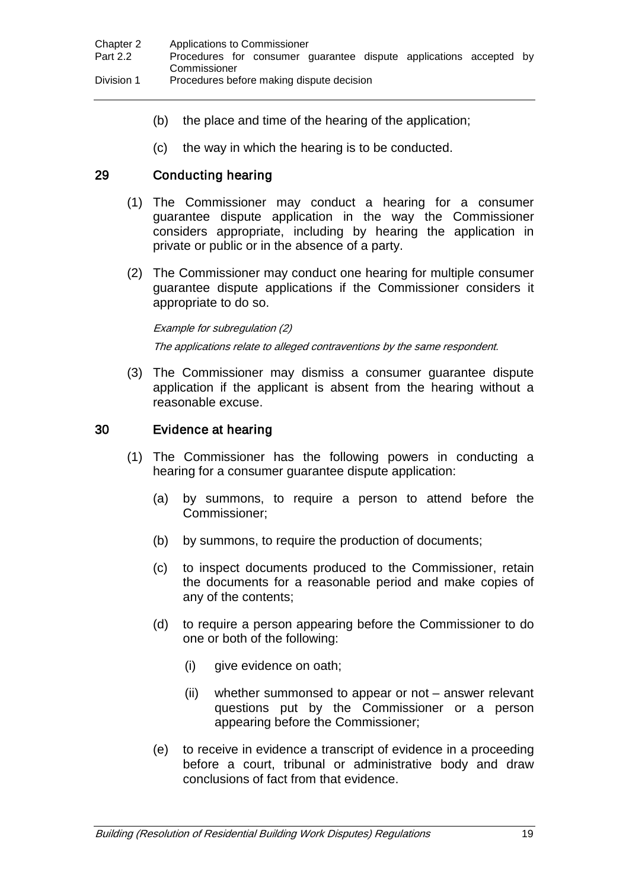(b) the place and time of the hearing of the application;

(c) the way in which the hearing is to be conducted.

### 29 Conducting hearing

(1) The Commissioner may conduct a hearing for a consumer guarantee dispute application in the way the Commissioner considers appropriate, including by hearing the application in private or public or in the absence of a party.

(2) The Commissioner may conduct one hearing for multiple consumer guarantee dispute applications if the Commissioner considers it appropriate to do so.

*Example for subregulation (2)*

*The applications relate to alleged contraventions by the same respondent.*

(3) The Commissioner may dismiss a consumer guarantee dispute application if the applicant is absent from the hearing without a reasonable excuse.

### 30 Evidence at hearing

(1) The Commissioner has the following powers in conducting a hearing for a consumer guarantee dispute application:

(a) by summons, to require a person to attend before the Commissioner;

(b) by summons, to require the production of documents;

(c) to inspect documents produced to the Commissioner, retain the documents for a reasonable period and make copies of any of the contents;

(d) to require a person appearing before the Commissioner to do one or both of the following:

(i) give evidence on oath;

(ii) whether summonsed to appear or not – answer relevant questions put by the Commissioner or a person appearing before the Commissioner;

(e) to receive in evidence a transcript of evidence in a proceeding before a court, tribunal or administrative body and draw conclusions of fact from that evidence.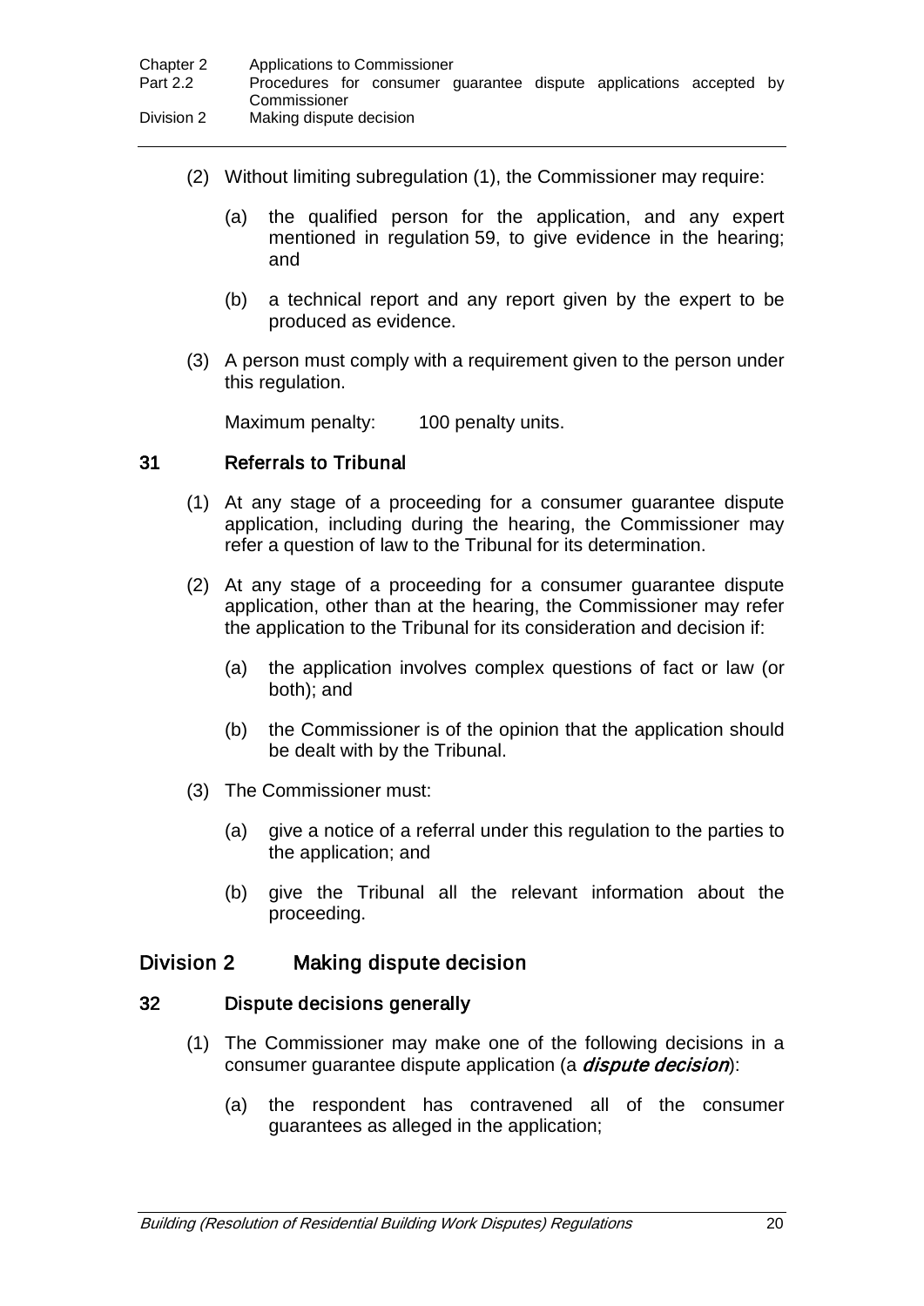(2) Without limiting subregulation (1), the Commissioner may require:

(a) the qualified person for the application, and any expert mentioned in regulation 59, to give evidence in the hearing; and

(b) a technical report and any report given by the expert to be produced as evidence.

(3) A person must comply with a requirement given to the person under this regulation.

Maximum penalty: 100 penalty units.

### 31 Referrals to Tribunal

(1) At any stage of a proceeding for a consumer guarantee dispute application, including during the hearing, the Commissioner may refer a question of law to the Tribunal for its determination.

(2) At any stage of a proceeding for a consumer guarantee dispute application, other than at the hearing, the Commissioner may refer the application to the Tribunal for its consideration and decision if:

(a) the application involves complex questions of fact or law (or both); and

(b) the Commissioner is of the opinion that the application should be dealt with by the Tribunal.

(3) The Commissioner must:

(a) give a notice of a referral under this regulation to the parties to the application; and

(b) give the Tribunal all the relevant information about the proceeding.

## Division 2 Making dispute decision

### 32 Dispute decisions generally

(1) The Commissioner may make one of the following decisions in a consumer guarantee dispute application (a ***dispute decision***):

(a) the respondent has contravened all of the consumer guarantees as alleged in the application;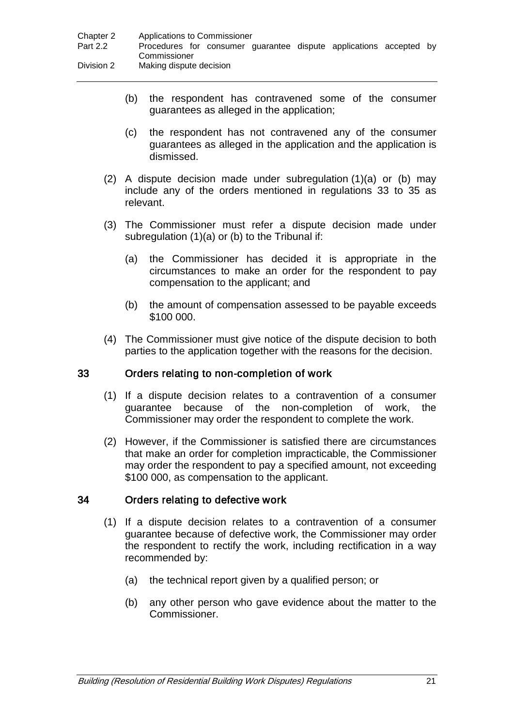(b) the respondent has contravened some of the consumer guarantees as alleged in the application;

(c) the respondent has not contravened any of the consumer guarantees as alleged in the application and the application is dismissed.

(2) A dispute decision made under subregulation (1)(a) or (b) may include any of the orders mentioned in regulations 33 to 35 as relevant.

(3) The Commissioner must refer a dispute decision made under subregulation (1)(a) or (b) to the Tribunal if:

(a) the Commissioner has decided it is appropriate in the circumstances to make an order for the respondent to pay compensation to the applicant; and

(b) the amount of compensation assessed to be payable exceeds $100 000.

(4) The Commissioner must give notice of the dispute decision to both parties to the application together with the reasons for the decision.

### 33 Orders relating to non-completion of work

(1) If a dispute decision relates to a contravention of a consumer guarantee because of the non-completion of work, the Commissioner may order the respondent to complete the work.

(2) However, if the Commissioner is satisfied there are circumstances that make an order for completion impracticable, the Commissioner may order the respondent to pay a specified amount, not exceeding $100 000, as compensation to the applicant.

### 34 Orders relating to defective work

(1) If a dispute decision relates to a contravention of a consumer guarantee because of defective work, the Commissioner may order the respondent to rectify the work, including rectification in a way recommended by:

(a) the technical report given by a qualified person; or

(b) any other person who gave evidence about the matter to the Commissioner.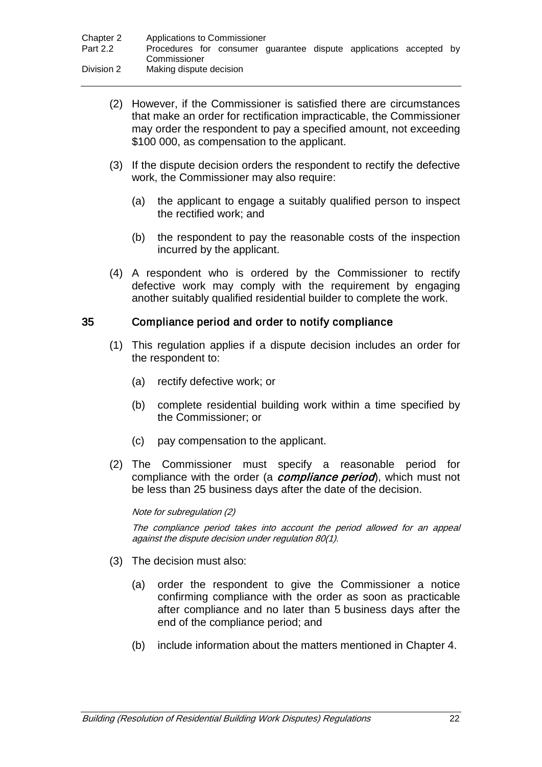(2) However, if the Commissioner is satisfied there are circumstances that make an order for rectification impracticable, the Commissioner may order the respondent to pay a specified amount, not exceeding $100 000, as compensation to the applicant.

(3) If the dispute decision orders the respondent to rectify the defective work, the Commissioner may also require:

(a) the applicant to engage a suitably qualified person to inspect the rectified work; and

(b) the respondent to pay the reasonable costs of the inspection incurred by the applicant.

(4) A respondent who is ordered by the Commissioner to rectify defective work may comply with the requirement by engaging another suitably qualified residential builder to complete the work.

### 35 Compliance period and order to notify compliance

(1) This regulation applies if a dispute decision includes an order for the respondent to:

(a) rectify defective work; or

(b) complete residential building work within a time specified by the Commissioner; or

(c) pay compensation to the applicant.

(2) The Commissioner must specify a reasonable period for compliance with the order (a ***compliance period***), which must not be less than 25 business days after the date of the decision.

*Note for subregulation (2)*

*The compliance period takes into account the period allowed for an appeal against the dispute decision under regulation 80(1).*

(3) The decision must also:

(a) order the respondent to give the Commissioner a notice confirming compliance with the order as soon as practicable after compliance and no later than 5 business days after the end of the compliance period; and

(b) include information about the matters mentioned in Chapter 4.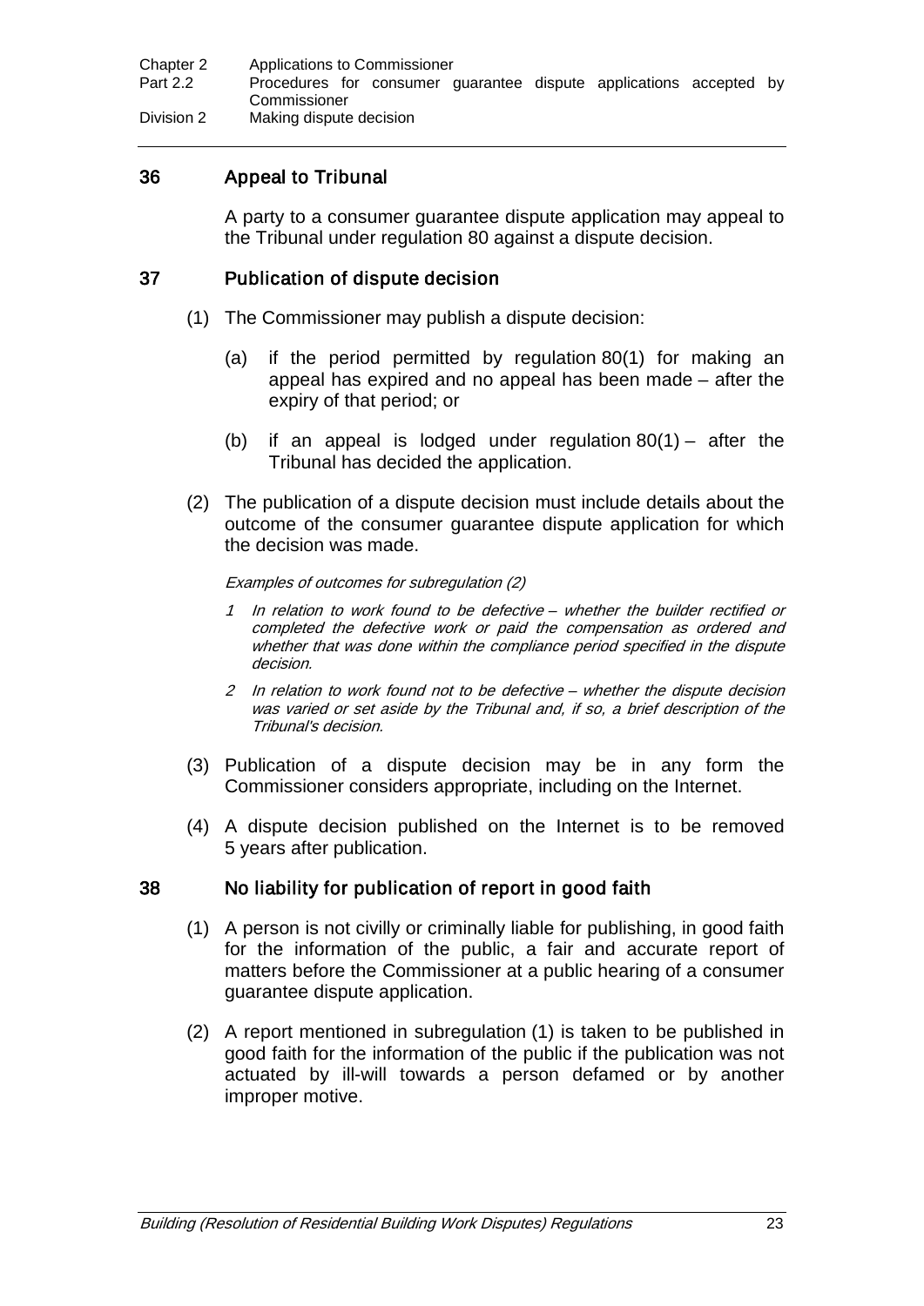### 36 Appeal to Tribunal

A party to a consumer guarantee dispute application may appeal to the Tribunal under regulation 80 against a dispute decision.

### 37 Publication of dispute decision

(1) The Commissioner may publish a dispute decision:

(a) if the period permitted by regulation 80(1) for making an appeal has expired and no appeal has been made – after the expiry of that period; or

(b) if an appeal is lodged under regulation 80(1) – after the Tribunal has decided the application.

(2) The publication of a dispute decision must include details about the outcome of the consumer guarantee dispute application for which the decision was made.

*Examples of outcomes for subregulation (2)*

*1 In relation to work found to be defective – whether the builder rectified or completed the defective work or paid the compensation as ordered and whether that was done within the compliance period specified in the dispute decision.*

*2 In relation to work found not to be defective – whether the dispute decision was varied or set aside by the Tribunal and, if so, a brief description of the Tribunal's decision.*

(3) Publication of a dispute decision may be in any form the Commissioner considers appropriate, including on the Internet.

(4) A dispute decision published on the Internet is to be removed 5 years after publication.

### 38 No liability for publication of report in good faith

(1) A person is not civilly or criminally liable for publishing, in good faith for the information of the public, a fair and accurate report of matters before the Commissioner at a public hearing of a consumer guarantee dispute application.

(2) A report mentioned in subregulation (1) is taken to be published in good faith for the information of the public if the publication was not actuated by ill-will towards a person defamed or by another improper motive.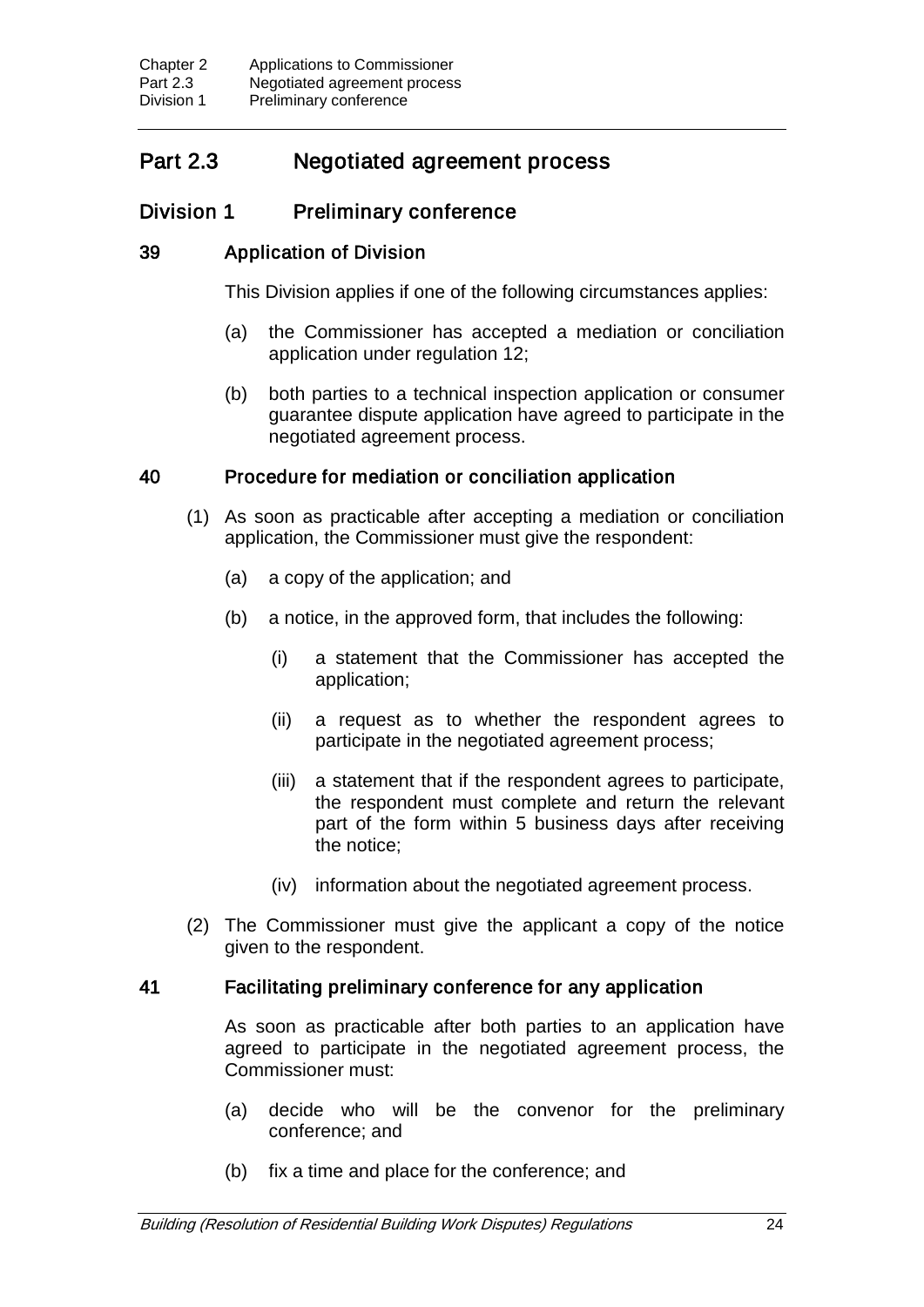## Part 2.3 Negotiated agreement process

### Division 1 Preliminary conference

#### 39 Application of Division

This Division applies if one of the following circumstances applies:

(a) the Commissioner has accepted a mediation or conciliation application under regulation 12;

(b) both parties to a technical inspection application or consumer guarantee dispute application have agreed to participate in the negotiated agreement process.

#### 40 Procedure for mediation or conciliation application

(1) As soon as practicable after accepting a mediation or conciliation application, the Commissioner must give the respondent:

(a) a copy of the application; and

(b) a notice, in the approved form, that includes the following:

(i) a statement that the Commissioner has accepted the application;

(ii) a request as to whether the respondent agrees to participate in the negotiated agreement process;

(iii) a statement that if the respondent agrees to participate, the respondent must complete and return the relevant part of the form within 5 business days after receiving the notice;

(iv) information about the negotiated agreement process.

(2) The Commissioner must give the applicant a copy of the notice given to the respondent.

#### 41 Facilitating preliminary conference for any application

As soon as practicable after both parties to an application have agreed to participate in the negotiated agreement process, the Commissioner must:

(a) decide who will be the convenor for the preliminary conference; and

(b) fix a time and place for the conference; and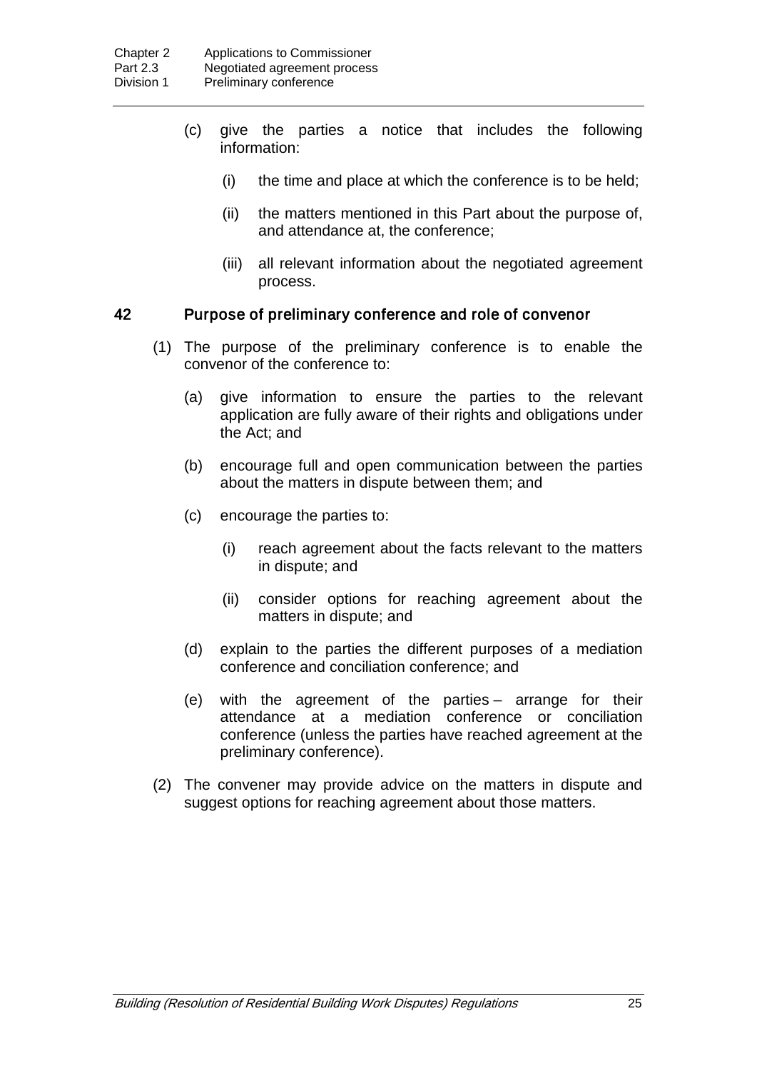(c) give the parties a notice that includes the following information:

(i) the time and place at which the conference is to be held;

(ii) the matters mentioned in this Part about the purpose of, and attendance at, the conference;

(iii) all relevant information about the negotiated agreement process.

### 42 Purpose of preliminary conference and role of convenor

(1) The purpose of the preliminary conference is to enable the convenor of the conference to:

(a) give information to ensure the parties to the relevant application are fully aware of their rights and obligations under the Act; and

(b) encourage full and open communication between the parties about the matters in dispute between them; and

(c) encourage the parties to:

(i) reach agreement about the facts relevant to the matters in dispute; and

(ii) consider options for reaching agreement about the matters in dispute; and

(d) explain to the parties the different purposes of a mediation conference and conciliation conference; and

(e) with the agreement of the parties – arrange for their attendance at a mediation conference or conciliation conference (unless the parties have reached agreement at the preliminary conference).

(2) The convener may provide advice on the matters in dispute and suggest options for reaching agreement about those matters.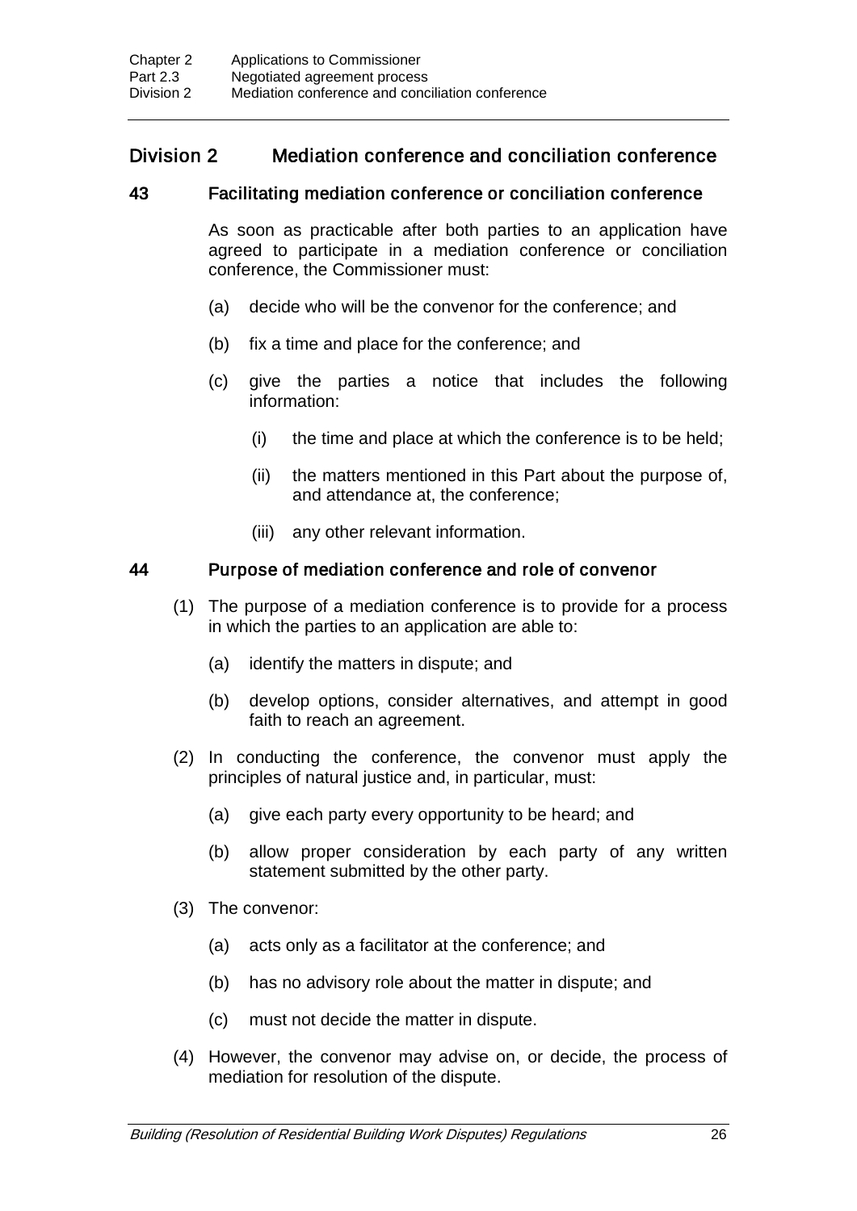## Division 2 Mediation conference and conciliation conference

### 43 Facilitating mediation conference or conciliation conference

As soon as practicable after both parties to an application have agreed to participate in a mediation conference or conciliation conference, the Commissioner must:

(a) decide who will be the convenor for the conference; and

(b) fix a time and place for the conference; and

(c) give the parties a notice that includes the following information:

(i) the time and place at which the conference is to be held;

(ii) the matters mentioned in this Part about the purpose of, and attendance at, the conference;

(iii) any other relevant information.

### 44 Purpose of mediation conference and role of convenor

(1) The purpose of a mediation conference is to provide for a process in which the parties to an application are able to:

(a) identify the matters in dispute; and

(b) develop options, consider alternatives, and attempt in good faith to reach an agreement.

(2) In conducting the conference, the convenor must apply the principles of natural justice and, in particular, must:

(a) give each party every opportunity to be heard; and

(b) allow proper consideration by each party of any written statement submitted by the other party.

(3) The convenor:

(a) acts only as a facilitator at the conference; and

(b) has no advisory role about the matter in dispute; and

(c) must not decide the matter in dispute.

(4) However, the convenor may advise on, or decide, the process of mediation for resolution of the dispute.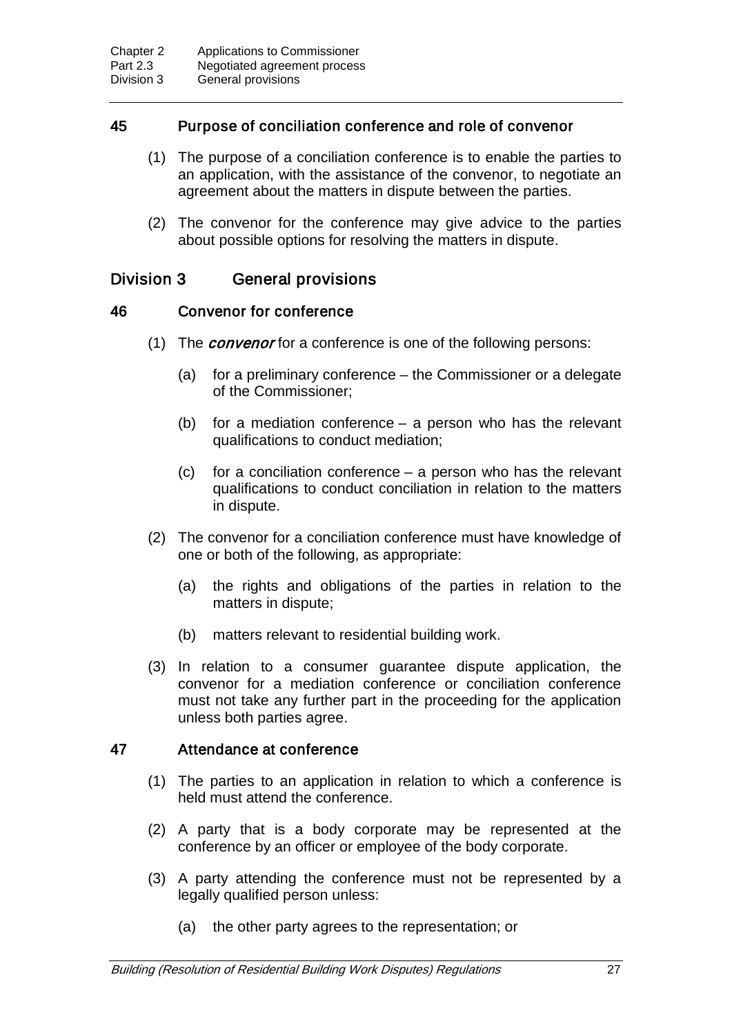### 45 Purpose of conciliation conference and role of convenor

(1) The purpose of a conciliation conference is to enable the parties to an application, with the assistance of the convenor, to negotiate an agreement about the matters in dispute between the parties.

(2) The convenor for the conference may give advice to the parties about possible options for resolving the matters in dispute.

## Division 3 General provisions

### 46 Convenor for conference

(1) The ***convenor*** for a conference is one of the following persons:

(a) for a preliminary conference – the Commissioner or a delegate of the Commissioner;

(b) for a mediation conference – a person who has the relevant qualifications to conduct mediation;

(c) for a conciliation conference – a person who has the relevant qualifications to conduct conciliation in relation to the matters in dispute.

(2) The convenor for a conciliation conference must have knowledge of one or both of the following, as appropriate:

(a) the rights and obligations of the parties in relation to the matters in dispute;

(b) matters relevant to residential building work.

(3) In relation to a consumer guarantee dispute application, the convenor for a mediation conference or conciliation conference must not take any further part in the proceeding for the application unless both parties agree.

### 47 Attendance at conference

(1) The parties to an application in relation to which a conference is held must attend the conference.

(2) A party that is a body corporate may be represented at the conference by an officer or employee of the body corporate.

(3) A party attending the conference must not be represented by a legally qualified person unless:

(a) the other party agrees to the representation; or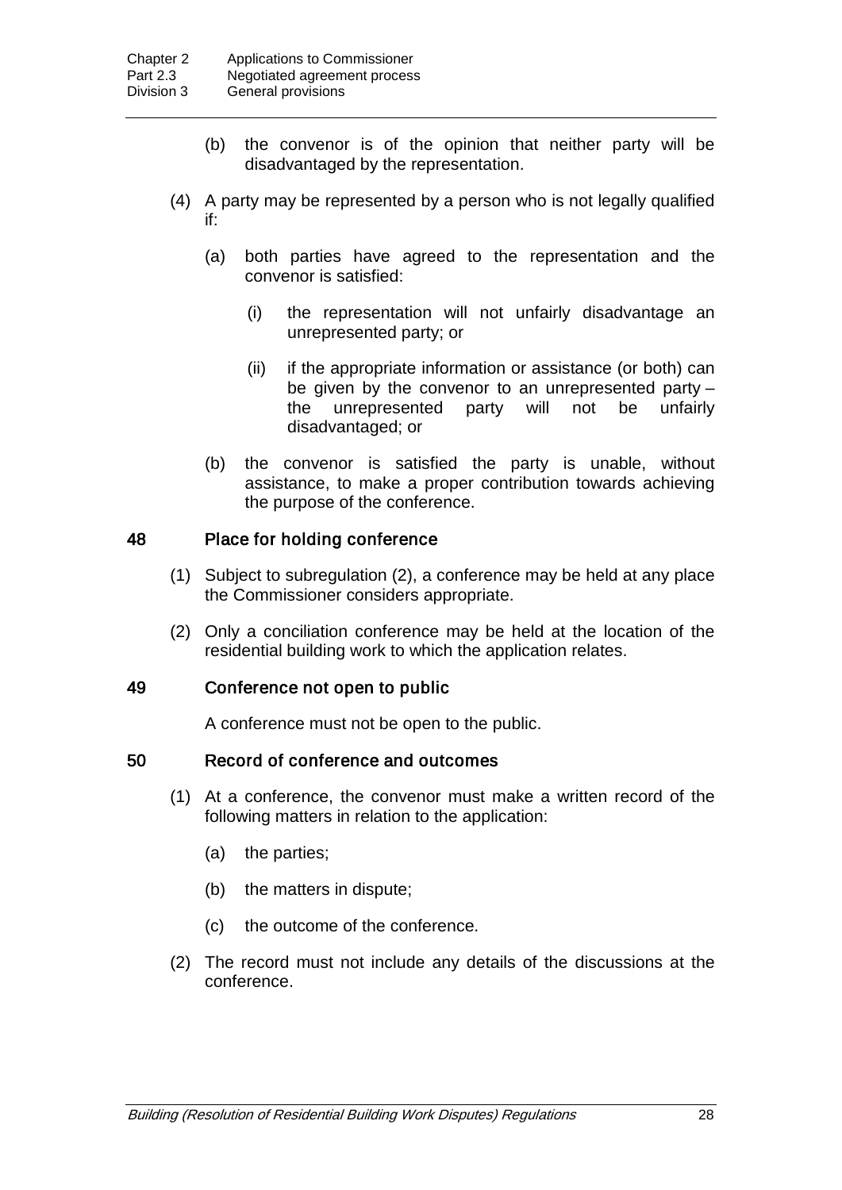(b) the convenor is of the opinion that neither party will be disadvantaged by the representation.

(4) A party may be represented by a person who is not legally qualified if:

(a) both parties have agreed to the representation and the convenor is satisfied:

(i) the representation will not unfairly disadvantage an unrepresented party; or

(ii) if the appropriate information or assistance (or both) can be given by the convenor to an unrepresented party – the unrepresented party will not be unfairly disadvantaged; or

(b) the convenor is satisfied the party is unable, without assistance, to make a proper contribution towards achieving the purpose of the conference.

### 48 Place for holding conference

(1) Subject to subregulation (2), a conference may be held at any place the Commissioner considers appropriate.

(2) Only a conciliation conference may be held at the location of the residential building work to which the application relates.

### 49 Conference not open to public

A conference must not be open to the public.

### 50 Record of conference and outcomes

(1) At a conference, the convenor must make a written record of the following matters in relation to the application:

(a) the parties;

(b) the matters in dispute;

(c) the outcome of the conference.

(2) The record must not include any details of the discussions at the conference.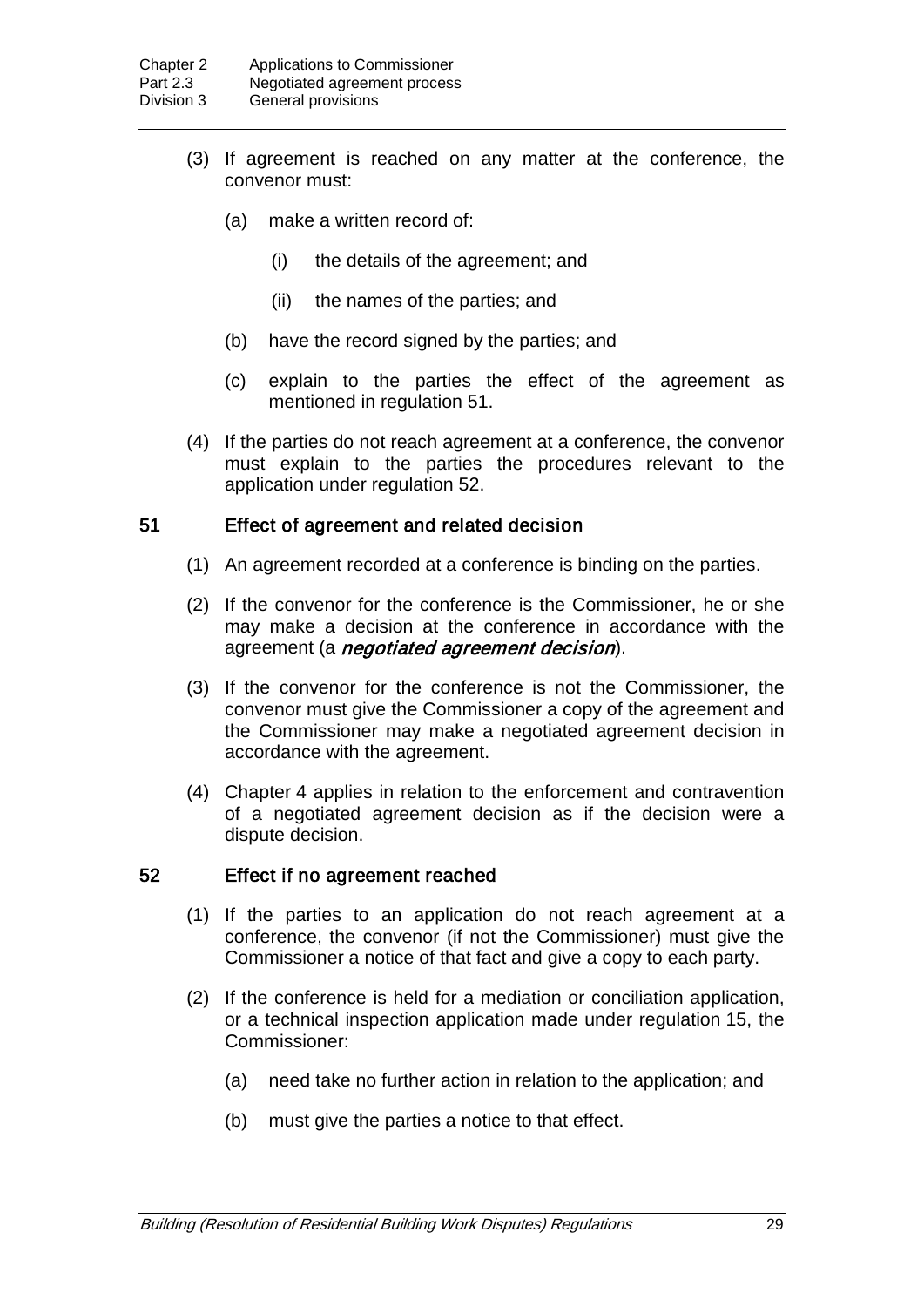(3) If agreement is reached on any matter at the conference, the convenor must:

(a) make a written record of:

(i) the details of the agreement; and

(ii) the names of the parties; and

(b) have the record signed by the parties; and

(c) explain to the parties the effect of the agreement as mentioned in regulation 51.

(4) If the parties do not reach agreement at a conference, the convenor must explain to the parties the procedures relevant to the application under regulation 52.

## 51 Effect of agreement and related decision

(1) An agreement recorded at a conference is binding on the parties.

(2) If the convenor for the conference is the Commissioner, he or she may make a decision at the conference in accordance with the agreement (a ***negotiated agreement decision***).

(3) If the convenor for the conference is not the Commissioner, the convenor must give the Commissioner a copy of the agreement and the Commissioner may make a negotiated agreement decision in accordance with the agreement.

(4) Chapter 4 applies in relation to the enforcement and contravention of a negotiated agreement decision as if the decision were a dispute decision.

## 52 Effect if no agreement reached

(1) If the parties to an application do not reach agreement at a conference, the convenor (if not the Commissioner) must give the Commissioner a notice of that fact and give a copy to each party.

(2) If the conference is held for a mediation or conciliation application, or a technical inspection application made under regulation 15, the Commissioner:

(a) need take no further action in relation to the application; and

(b) must give the parties a notice to that effect.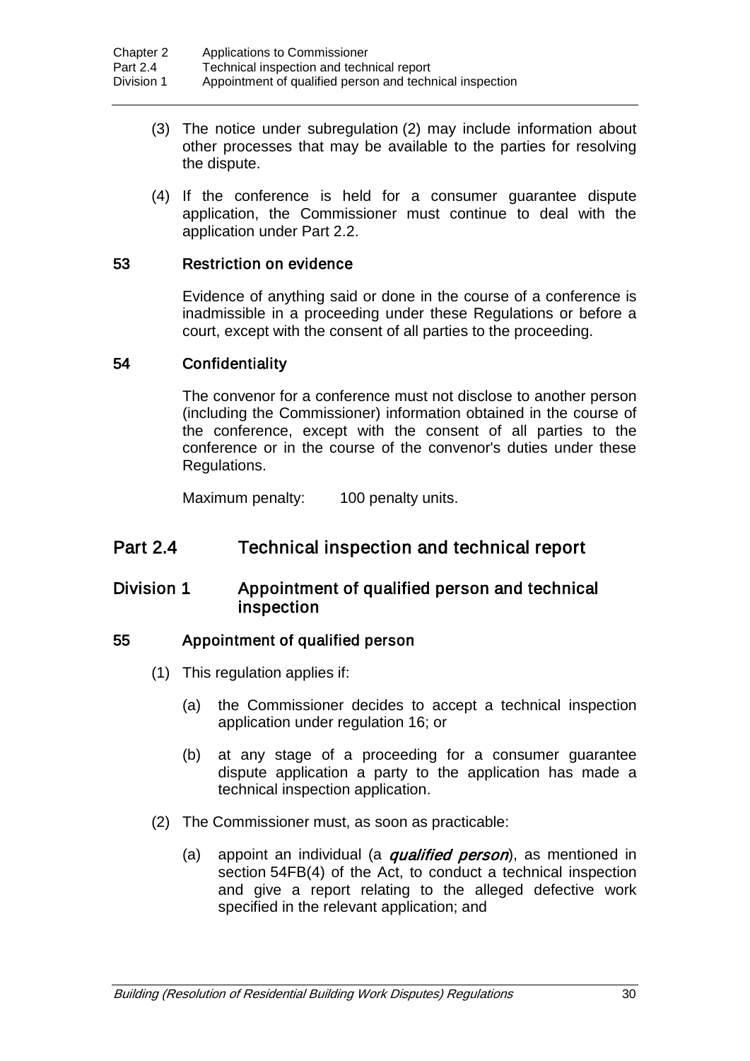(3) The notice under subregulation (2) may include information about other processes that may be available to the parties for resolving the dispute.

(4) If the conference is held for a consumer guarantee dispute application, the Commissioner must continue to deal with the application under Part 2.2.

### 53 Restriction on evidence

Evidence of anything said or done in the course of a conference is inadmissible in a proceeding under these Regulations or before a court, except with the consent of all parties to the proceeding.

### 54 Confidentiality

The convenor for a conference must not disclose to another person (including the Commissioner) information obtained in the course of the conference, except with the consent of all parties to the conference or in the course of the convenor's duties under these Regulations.

Maximum penalty: 100 penalty units.

## Part 2.4 Technical inspection and technical report

## Division 1 Appointment of qualified person and technical inspection

### 55 Appointment of qualified person

(1) This regulation applies if:

(a) the Commissioner decides to accept a technical inspection application under regulation 16; or

(b) at any stage of a proceeding for a consumer guarantee dispute application a party to the application has made a technical inspection application.

(2) The Commissioner must, as soon as practicable:

(a) appoint an individual (a ***qualified person***), as mentioned in section 54FB(4) of the Act, to conduct a technical inspection and give a report relating to the alleged defective work specified in the relevant application; and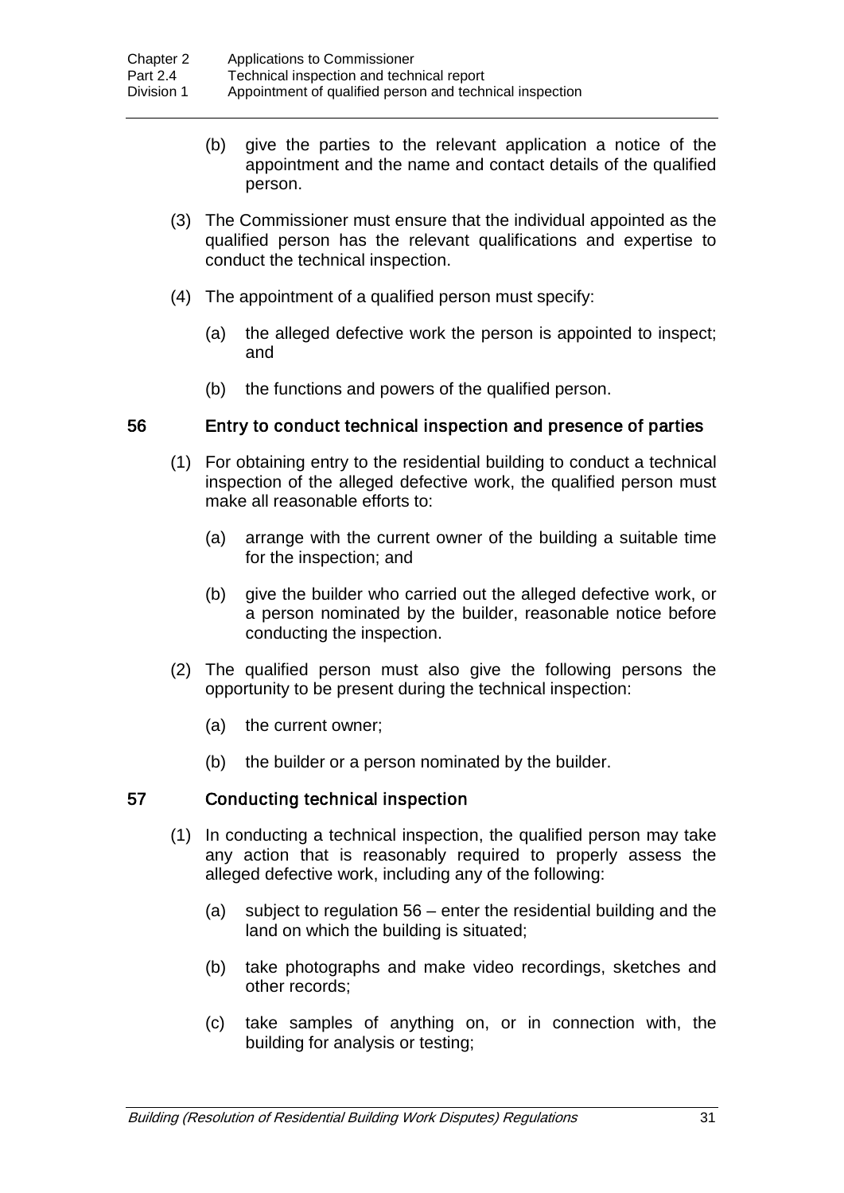(b) give the parties to the relevant application a notice of the appointment and the name and contact details of the qualified person.

(3) The Commissioner must ensure that the individual appointed as the qualified person has the relevant qualifications and expertise to conduct the technical inspection.

(4) The appointment of a qualified person must specify:

(a) the alleged defective work the person is appointed to inspect; and

(b) the functions and powers of the qualified person.

## 56 Entry to conduct technical inspection and presence of parties

(1) For obtaining entry to the residential building to conduct a technical inspection of the alleged defective work, the qualified person must make all reasonable efforts to:

(a) arrange with the current owner of the building a suitable time for the inspection; and

(b) give the builder who carried out the alleged defective work, or a person nominated by the builder, reasonable notice before conducting the inspection.

(2) The qualified person must also give the following persons the opportunity to be present during the technical inspection:

(a) the current owner;

(b) the builder or a person nominated by the builder.

## 57 Conducting technical inspection

(1) In conducting a technical inspection, the qualified person may take any action that is reasonably required to properly assess the alleged defective work, including any of the following:

(a) subject to regulation 56 – enter the residential building and the land on which the building is situated;

(b) take photographs and make video recordings, sketches and other records;

(c) take samples of anything on, or in connection with, the building for analysis or testing;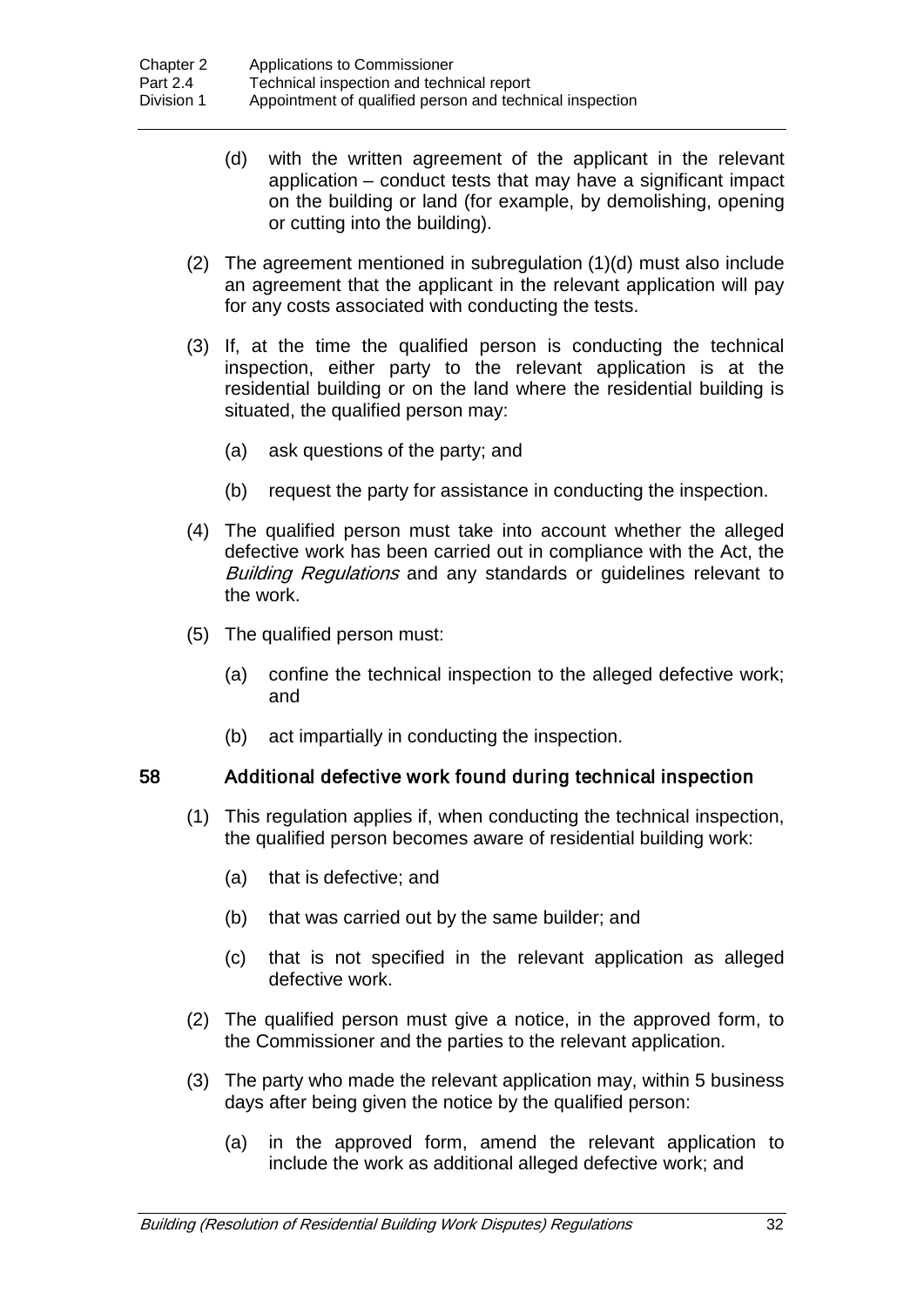(d) with the written agreement of the applicant in the relevant application – conduct tests that may have a significant impact on the building or land (for example, by demolishing, opening or cutting into the building).

(2) The agreement mentioned in subregulation (1)(d) must also include an agreement that the applicant in the relevant application will pay for any costs associated with conducting the tests.

(3) If, at the time the qualified person is conducting the technical inspection, either party to the relevant application is at the residential building or on the land where the residential building is situated, the qualified person may:

(a) ask questions of the party; and

(b) request the party for assistance in conducting the inspection.

(4) The qualified person must take into account whether the alleged defective work has been carried out in compliance with the Act, the *Building Regulations* and any standards or guidelines relevant to the work.

(5) The qualified person must:

(a) confine the technical inspection to the alleged defective work; and

(b) act impartially in conducting the inspection.

### 58 Additional defective work found during technical inspection

(1) This regulation applies if, when conducting the technical inspection, the qualified person becomes aware of residential building work:

(a) that is defective; and

(b) that was carried out by the same builder; and

(c) that is not specified in the relevant application as alleged defective work.

(2) The qualified person must give a notice, in the approved form, to the Commissioner and the parties to the relevant application.

(3) The party who made the relevant application may, within 5 business days after being given the notice by the qualified person:

(a) in the approved form, amend the relevant application to include the work as additional alleged defective work; and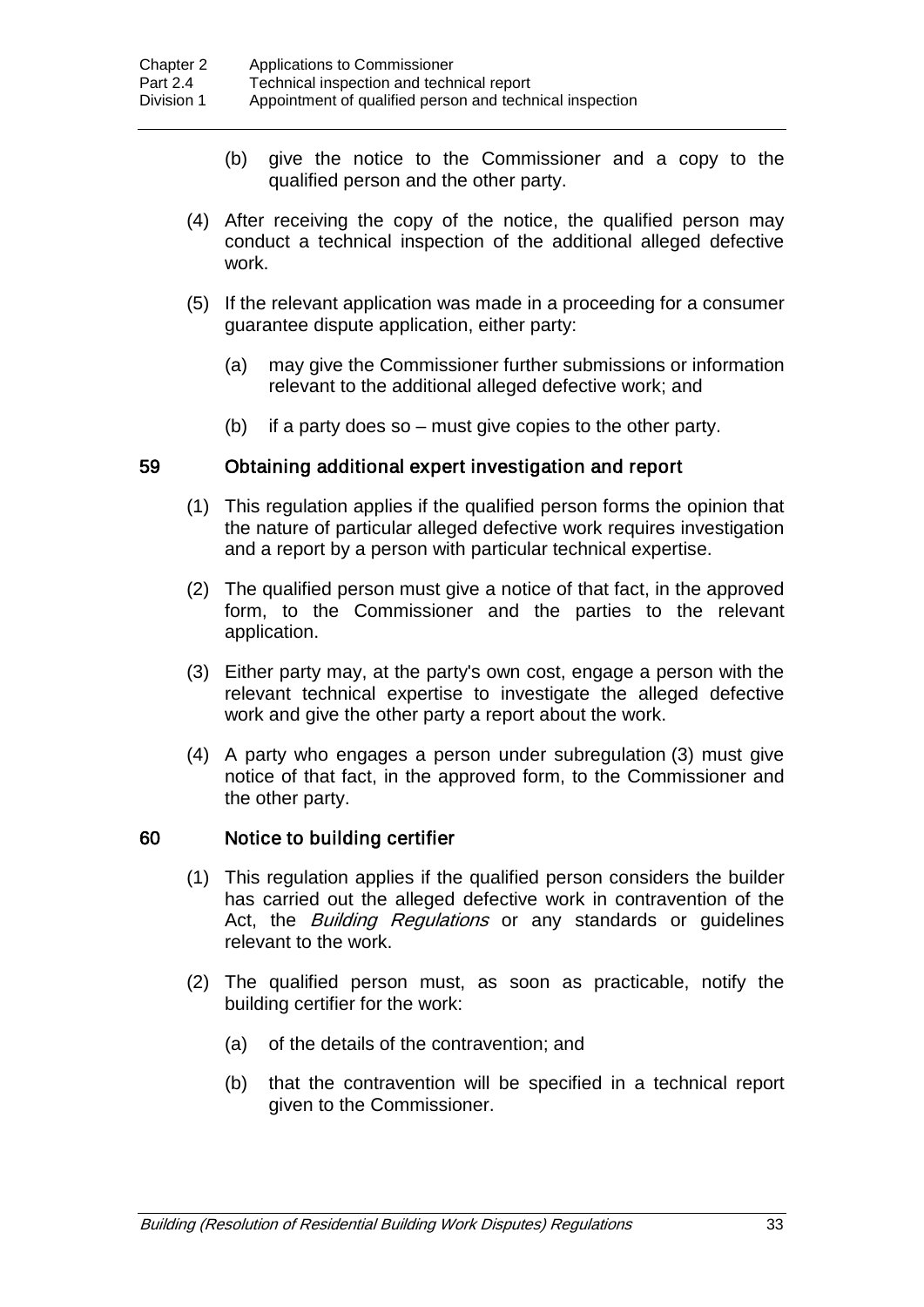(b) give the notice to the Commissioner and a copy to the qualified person and the other party.

(4) After receiving the copy of the notice, the qualified person may conduct a technical inspection of the additional alleged defective work.

(5) If the relevant application was made in a proceeding for a consumer guarantee dispute application, either party:

(a) may give the Commissioner further submissions or information relevant to the additional alleged defective work; and

(b) if a party does so – must give copies to the other party.

### 59 Obtaining additional expert investigation and report

(1) This regulation applies if the qualified person forms the opinion that the nature of particular alleged defective work requires investigation and a report by a person with particular technical expertise.

(2) The qualified person must give a notice of that fact, in the approved form, to the Commissioner and the parties to the relevant application.

(3) Either party may, at the party's own cost, engage a person with the relevant technical expertise to investigate the alleged defective work and give the other party a report about the work.

(4) A party who engages a person under subregulation (3) must give notice of that fact, in the approved form, to the Commissioner and the other party.

### 60 Notice to building certifier

(1) This regulation applies if the qualified person considers the builder has carried out the alleged defective work in contravention of the Act, the *Building Regulations* or any standards or guidelines relevant to the work.

(2) The qualified person must, as soon as practicable, notify the building certifier for the work:

(a) of the details of the contravention; and

(b) that the contravention will be specified in a technical report given to the Commissioner.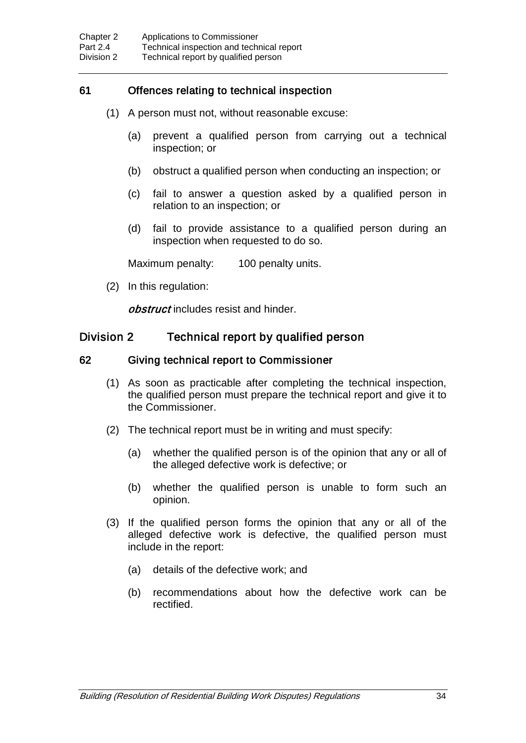### 61 Offences relating to technical inspection

(1) A person must not, without reasonable excuse:

(a) prevent a qualified person from carrying out a technical inspection; or

(b) obstruct a qualified person when conducting an inspection; or

(c) fail to answer a question asked by a qualified person in relation to an inspection; or

(d) fail to provide assistance to a qualified person during an inspection when requested to do so.

Maximum penalty: 100 penalty units.

(2) In this regulation:

***obstruct*** includes resist and hinder.

## Division 2 Technical report by qualified person

### 62 Giving technical report to Commissioner

(1) As soon as practicable after completing the technical inspection, the qualified person must prepare the technical report and give it to the Commissioner.

(2) The technical report must be in writing and must specify:

(a) whether the qualified person is of the opinion that any or all of the alleged defective work is defective; or

(b) whether the qualified person is unable to form such an opinion.

(3) If the qualified person forms the opinion that any or all of the alleged defective work is defective, the qualified person must include in the report:

(a) details of the defective work; and

(b) recommendations about how the defective work can be rectified.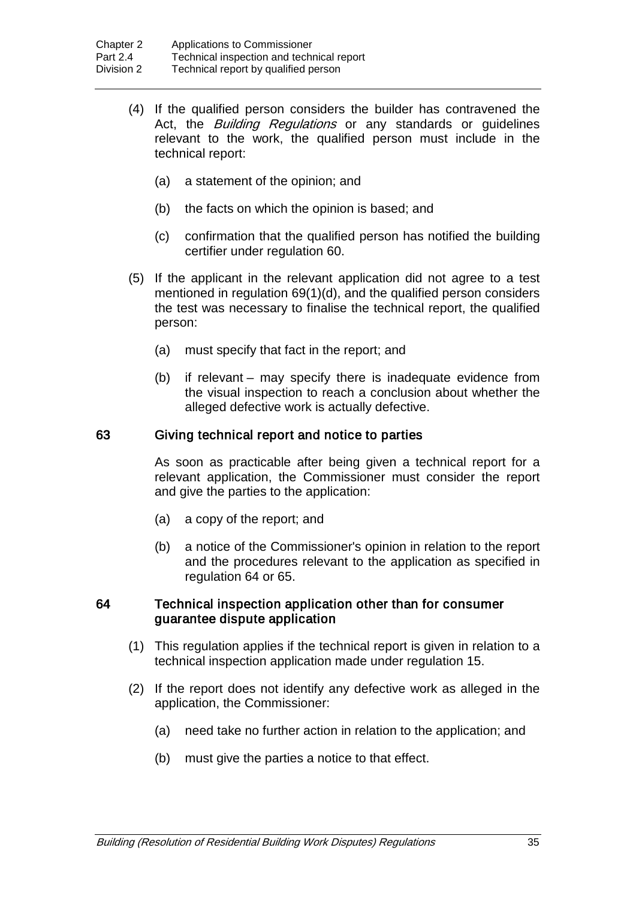(4) If the qualified person considers the builder has contravened the Act, the *Building Regulations* or any standards or guidelines relevant to the work, the qualified person must include in the technical report:

(a) a statement of the opinion; and

(b) the facts on which the opinion is based; and

(c) confirmation that the qualified person has notified the building certifier under regulation 60.

(5) If the applicant in the relevant application did not agree to a test mentioned in regulation 69(1)(d), and the qualified person considers the test was necessary to finalise the technical report, the qualified person:

(a) must specify that fact in the report; and

(b) if relevant – may specify there is inadequate evidence from the visual inspection to reach a conclusion about whether the alleged defective work is actually defective.

### 63 Giving technical report and notice to parties

As soon as practicable after being given a technical report for a relevant application, the Commissioner must consider the report and give the parties to the application:

(a) a copy of the report; and

(b) a notice of the Commissioner's opinion in relation to the report and the procedures relevant to the application as specified in regulation 64 or 65.

### 64 Technical inspection application other than for consumer guarantee dispute application

(1) This regulation applies if the technical report is given in relation to a technical inspection application made under regulation 15.

(2) If the report does not identify any defective work as alleged in the application, the Commissioner:

(a) need take no further action in relation to the application; and

(b) must give the parties a notice to that effect.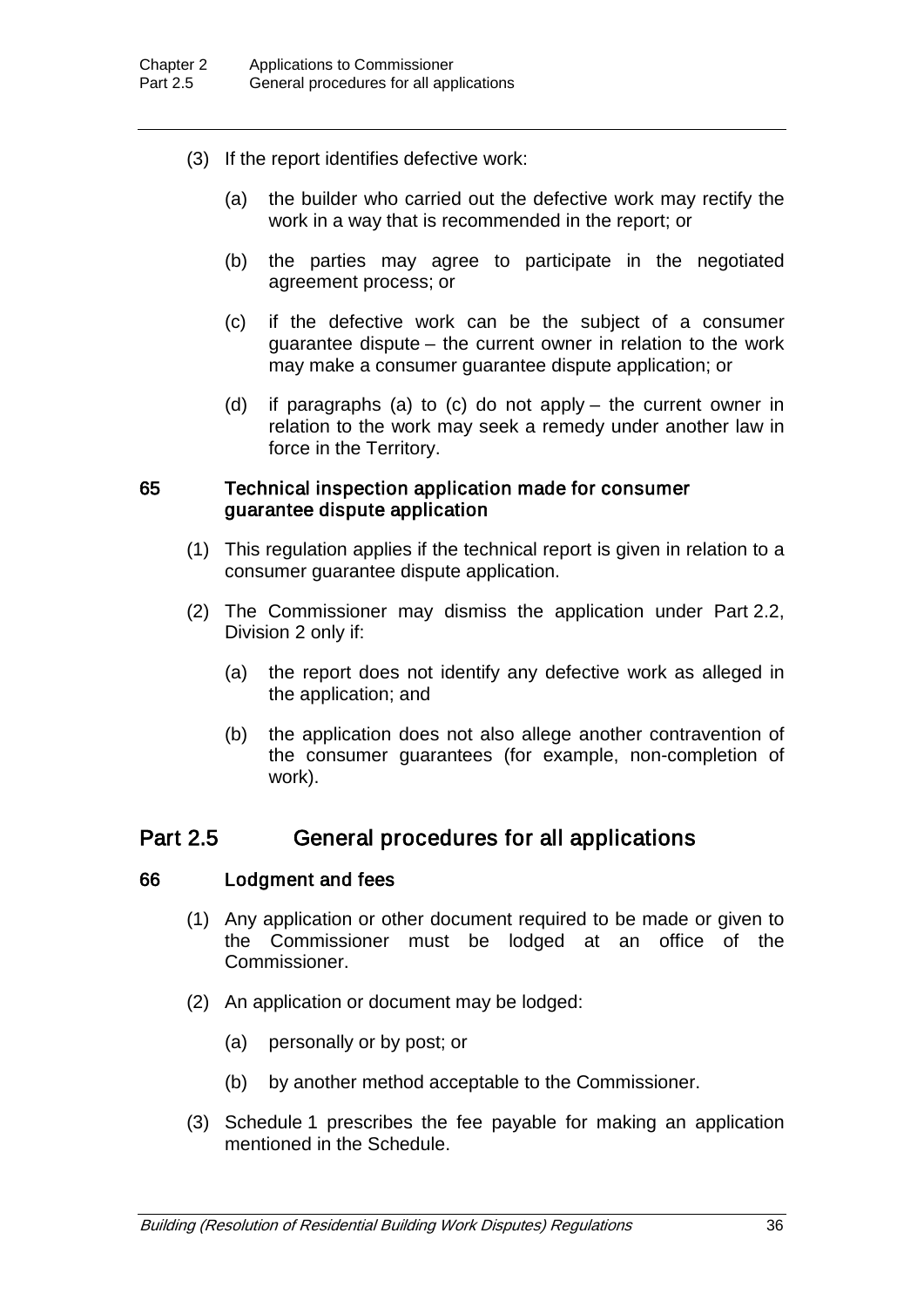(3) If the report identifies defective work:

(a) the builder who carried out the defective work may rectify the work in a way that is recommended in the report; or

(b) the parties may agree to participate in the negotiated agreement process; or

(c) if the defective work can be the subject of a consumer guarantee dispute – the current owner in relation to the work may make a consumer guarantee dispute application; or

(d) if paragraphs (a) to (c) do not apply – the current owner in relation to the work may seek a remedy under another law in force in the Territory.

### 65 Technical inspection application made for consumer guarantee dispute application

(1) This regulation applies if the technical report is given in relation to a consumer guarantee dispute application.

(2) The Commissioner may dismiss the application under Part 2.2, Division 2 only if:

(a) the report does not identify any defective work as alleged in the application; and

(b) the application does not also allege another contravention of the consumer guarantees (for example, non-completion of work).

## Part 2.5 General procedures for all applications

### 66 Lodgment and fees

(1) Any application or other document required to be made or given to the Commissioner must be lodged at an office of the Commissioner.

(2) An application or document may be lodged:

(a) personally or by post; or

(b) by another method acceptable to the Commissioner.

(3) Schedule 1 prescribes the fee payable for making an application mentioned in the Schedule.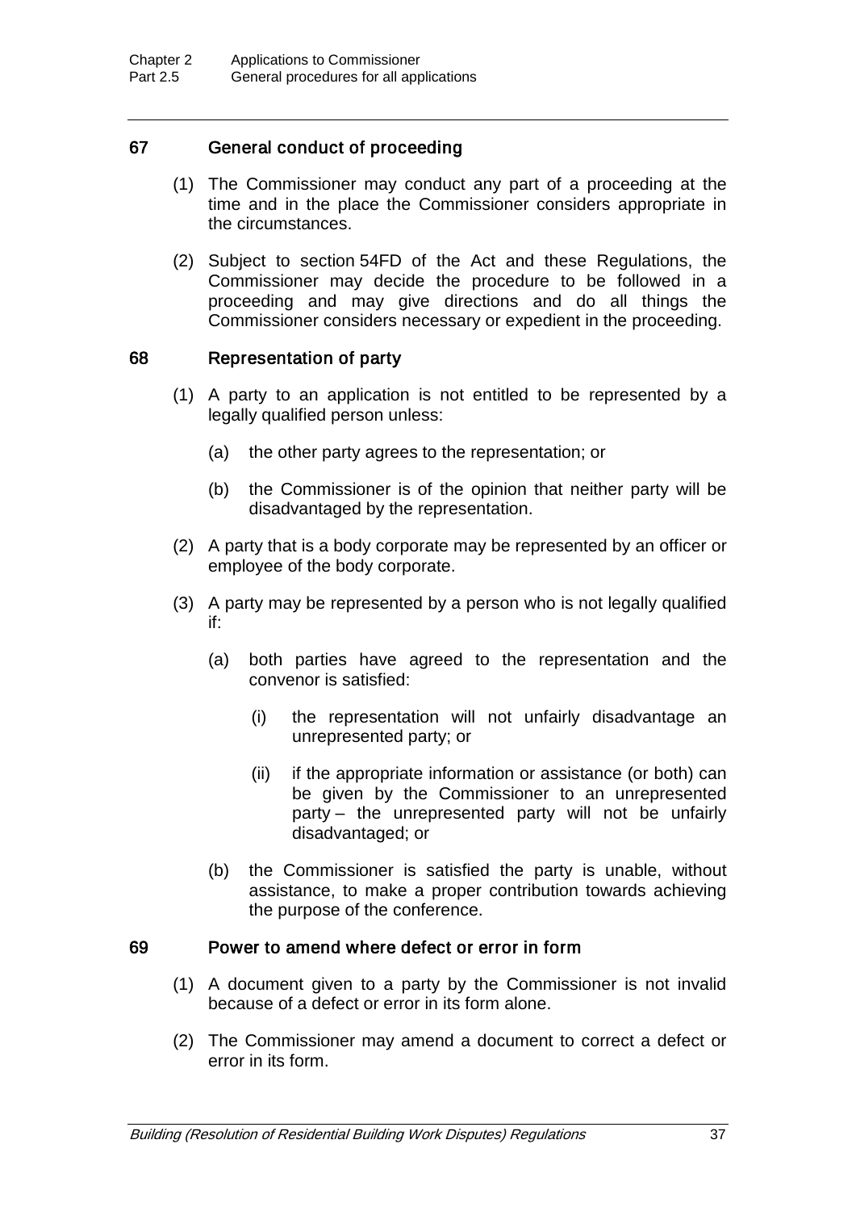## 67 General conduct of proceeding

(1) The Commissioner may conduct any part of a proceeding at the time and in the place the Commissioner considers appropriate in the circumstances.

(2) Subject to section 54FD of the Act and these Regulations, the Commissioner may decide the procedure to be followed in a proceeding and may give directions and do all things the Commissioner considers necessary or expedient in the proceeding.

## 68 Representation of party

(1) A party to an application is not entitled to be represented by a legally qualified person unless:

  (a) the other party agrees to the representation; or

  (b) the Commissioner is of the opinion that neither party will be disadvantaged by the representation.

(2) A party that is a body corporate may be represented by an officer or employee of the body corporate.

(3) A party may be represented by a person who is not legally qualified if:

  (a) both parties have agreed to the representation and the convenor is satisfied:

    (i) the representation will not unfairly disadvantage an unrepresented party; or

    (ii) if the appropriate information or assistance (or both) can be given by the Commissioner to an unrepresented party – the unrepresented party will not be unfairly disadvantaged; or

  (b) the Commissioner is satisfied the party is unable, without assistance, to make a proper contribution towards achieving the purpose of the conference.

## 69 Power to amend where defect or error in form

(1) A document given to a party by the Commissioner is not invalid because of a defect or error in its form alone.

(2) The Commissioner may amend a document to correct a defect or error in its form.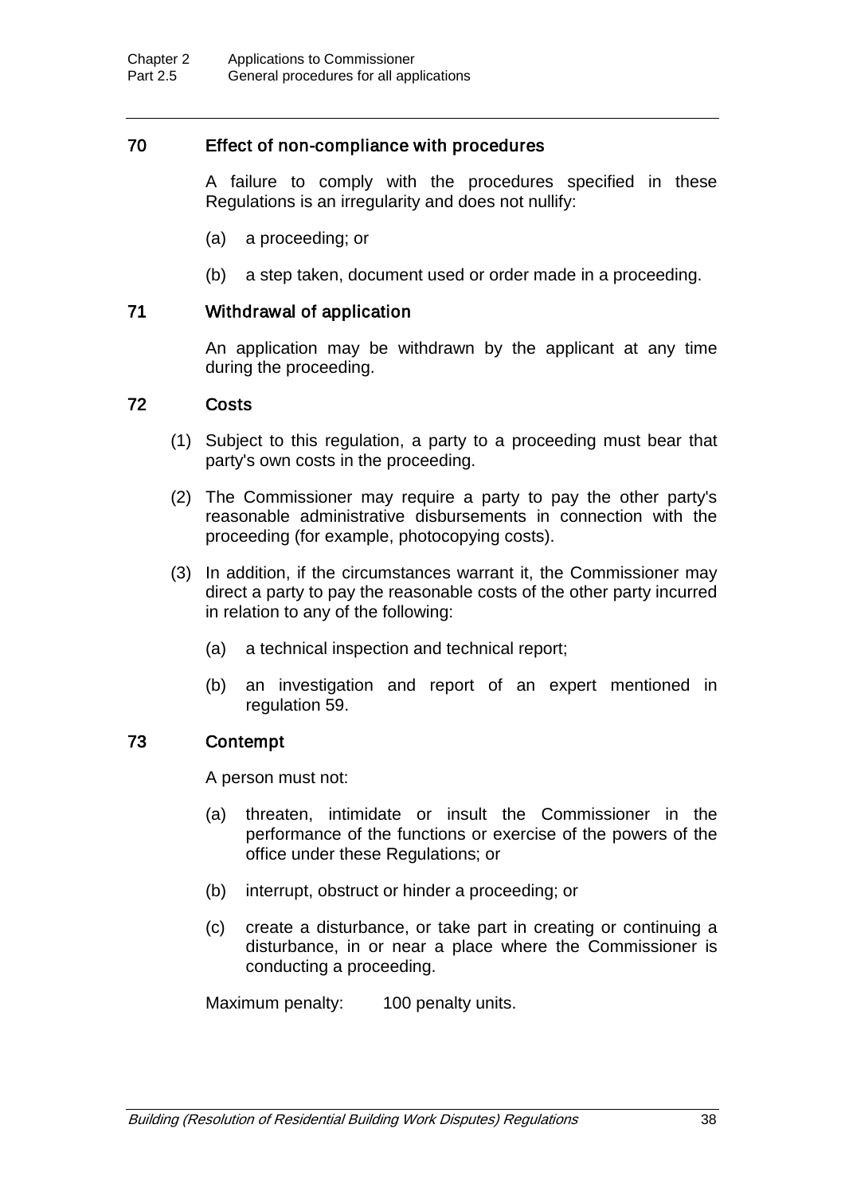### 70 Effect of non-compliance with procedures

A failure to comply with the procedures specified in these Regulations is an irregularity and does not nullify:

(a) a proceeding; or

(b) a step taken, document used or order made in a proceeding.

### 71 Withdrawal of application

An application may be withdrawn by the applicant at any time during the proceeding.

### 72 Costs

(1) Subject to this regulation, a party to a proceeding must bear that party's own costs in the proceeding.

(2) The Commissioner may require a party to pay the other party's reasonable administrative disbursements in connection with the proceeding (for example, photocopying costs).

(3) In addition, if the circumstances warrant it, the Commissioner may direct a party to pay the reasonable costs of the other party incurred in relation to any of the following:

(a) a technical inspection and technical report;

(b) an investigation and report of an expert mentioned in regulation 59.

### 73 Contempt

A person must not:

(a) threaten, intimidate or insult the Commissioner in the performance of the functions or exercise of the powers of the office under these Regulations; or

(b) interrupt, obstruct or hinder a proceeding; or

(c) create a disturbance, or take part in creating or continuing a disturbance, in or near a place where the Commissioner is conducting a proceeding.

Maximum penalty: 100 penalty units.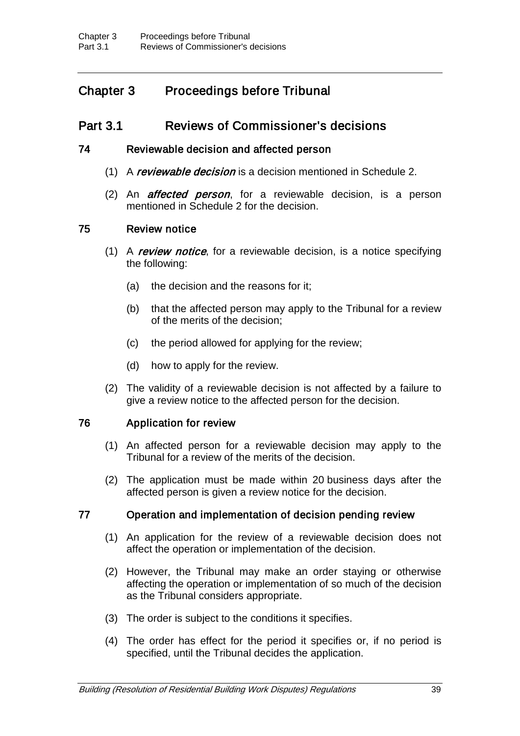# Chapter 3 Proceedings before Tribunal

## Part 3.1 Reviews of Commissioner's decisions

### 74 Reviewable decision and affected person

(1) A ***reviewable decision*** is a decision mentioned in Schedule 2.

(2) An ***affected person***, for a reviewable decision, is a person mentioned in Schedule 2 for the decision.

### 75 Review notice

(1) A ***review notice***, for a reviewable decision, is a notice specifying the following:

(a) the decision and the reasons for it;

(b) that the affected person may apply to the Tribunal for a review of the merits of the decision;

(c) the period allowed for applying for the review;

(d) how to apply for the review.

(2) The validity of a reviewable decision is not affected by a failure to give a review notice to the affected person for the decision.

### 76 Application for review

(1) An affected person for a reviewable decision may apply to the Tribunal for a review of the merits of the decision.

(2) The application must be made within 20 business days after the affected person is given a review notice for the decision.

### 77 Operation and implementation of decision pending review

(1) An application for the review of a reviewable decision does not affect the operation or implementation of the decision.

(2) However, the Tribunal may make an order staying or otherwise affecting the operation or implementation of so much of the decision as the Tribunal considers appropriate.

(3) The order is subject to the conditions it specifies.

(4) The order has effect for the period it specifies or, if no period is specified, until the Tribunal decides the application.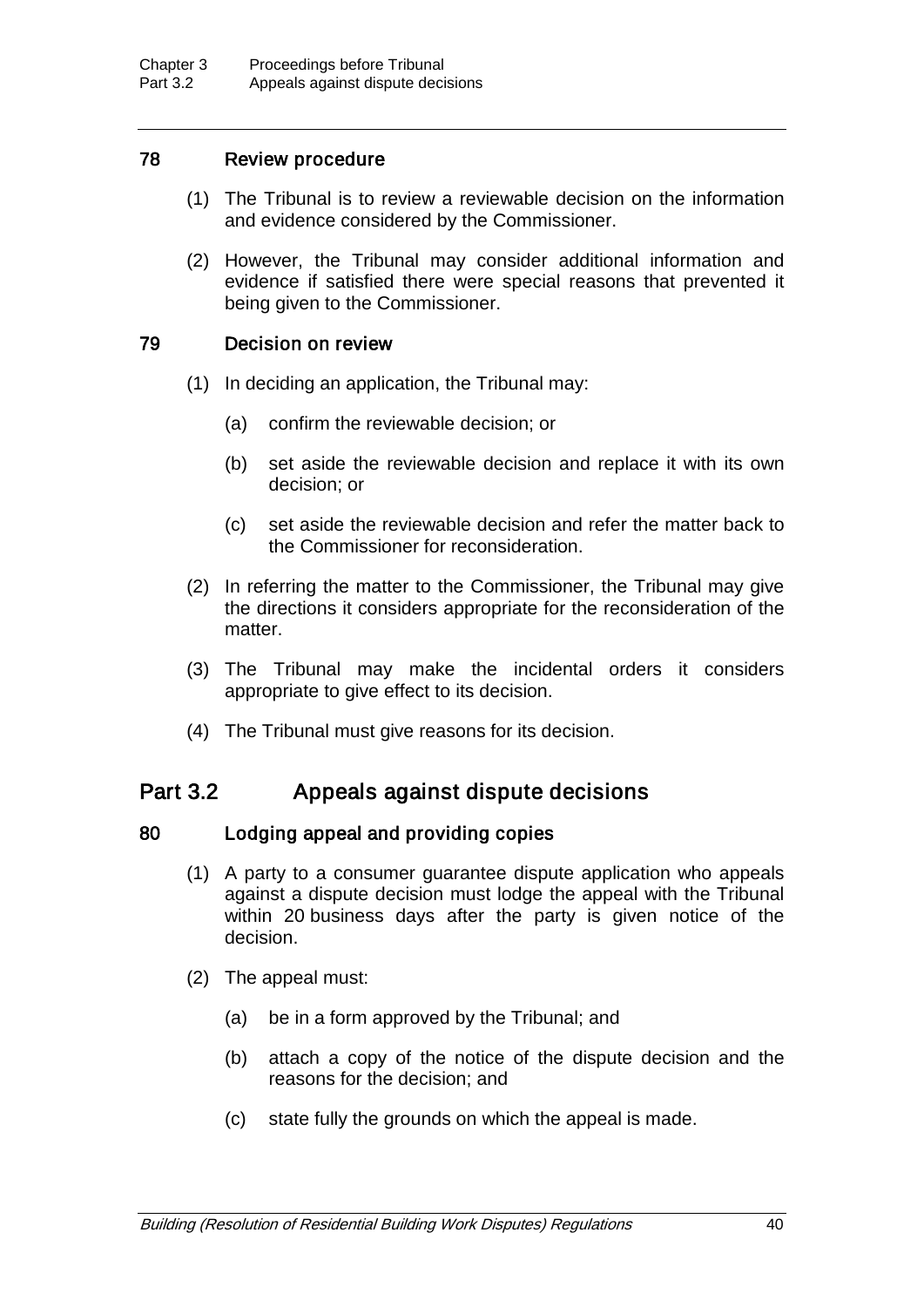### 78 Review procedure

(1) The Tribunal is to review a reviewable decision on the information and evidence considered by the Commissioner.

(2) However, the Tribunal may consider additional information and evidence if satisfied there were special reasons that prevented it being given to the Commissioner.

### 79 Decision on review

(1) In deciding an application, the Tribunal may:

(a) confirm the reviewable decision; or

(b) set aside the reviewable decision and replace it with its own decision; or

(c) set aside the reviewable decision and refer the matter back to the Commissioner for reconsideration.

(2) In referring the matter to the Commissioner, the Tribunal may give the directions it considers appropriate for the reconsideration of the matter.

(3) The Tribunal may make the incidental orders it considers appropriate to give effect to its decision.

(4) The Tribunal must give reasons for its decision.

## Part 3.2 Appeals against dispute decisions

### 80 Lodging appeal and providing copies

(1) A party to a consumer guarantee dispute application who appeals against a dispute decision must lodge the appeal with the Tribunal within 20 business days after the party is given notice of the decision.

(2) The appeal must:

(a) be in a form approved by the Tribunal; and

(b) attach a copy of the notice of the dispute decision and the reasons for the decision; and

(c) state fully the grounds on which the appeal is made.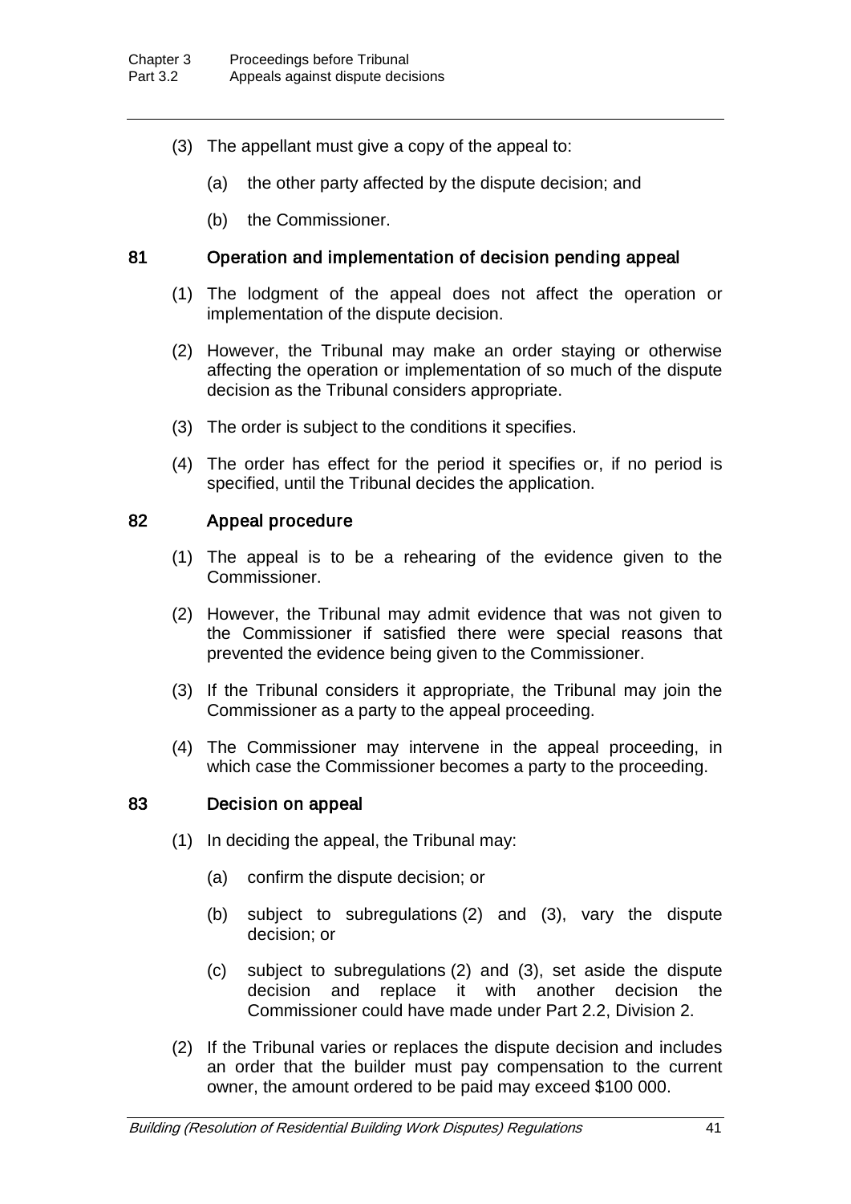(3) The appellant must give a copy of the appeal to:

(a) the other party affected by the dispute decision; and

(b) the Commissioner.

## 81 Operation and implementation of decision pending appeal

(1) The lodgment of the appeal does not affect the operation or implementation of the dispute decision.

(2) However, the Tribunal may make an order staying or otherwise affecting the operation or implementation of so much of the dispute decision as the Tribunal considers appropriate.

(3) The order is subject to the conditions it specifies.

(4) The order has effect for the period it specifies or, if no period is specified, until the Tribunal decides the application.

## 82 Appeal procedure

(1) The appeal is to be a rehearing of the evidence given to the Commissioner.

(2) However, the Tribunal may admit evidence that was not given to the Commissioner if satisfied there were special reasons that prevented the evidence being given to the Commissioner.

(3) If the Tribunal considers it appropriate, the Tribunal may join the Commissioner as a party to the appeal proceeding.

(4) The Commissioner may intervene in the appeal proceeding, in which case the Commissioner becomes a party to the proceeding.

## 83 Decision on appeal

(1) In deciding the appeal, the Tribunal may:

(a) confirm the dispute decision; or

(b) subject to subregulations (2) and (3), vary the dispute decision; or

(c) subject to subregulations (2) and (3), set aside the dispute decision and replace it with another decision the Commissioner could have made under Part 2.2, Division 2.

(2) If the Tribunal varies or replaces the dispute decision and includes an order that the builder must pay compensation to the current owner, the amount ordered to be paid may exceed $100 000.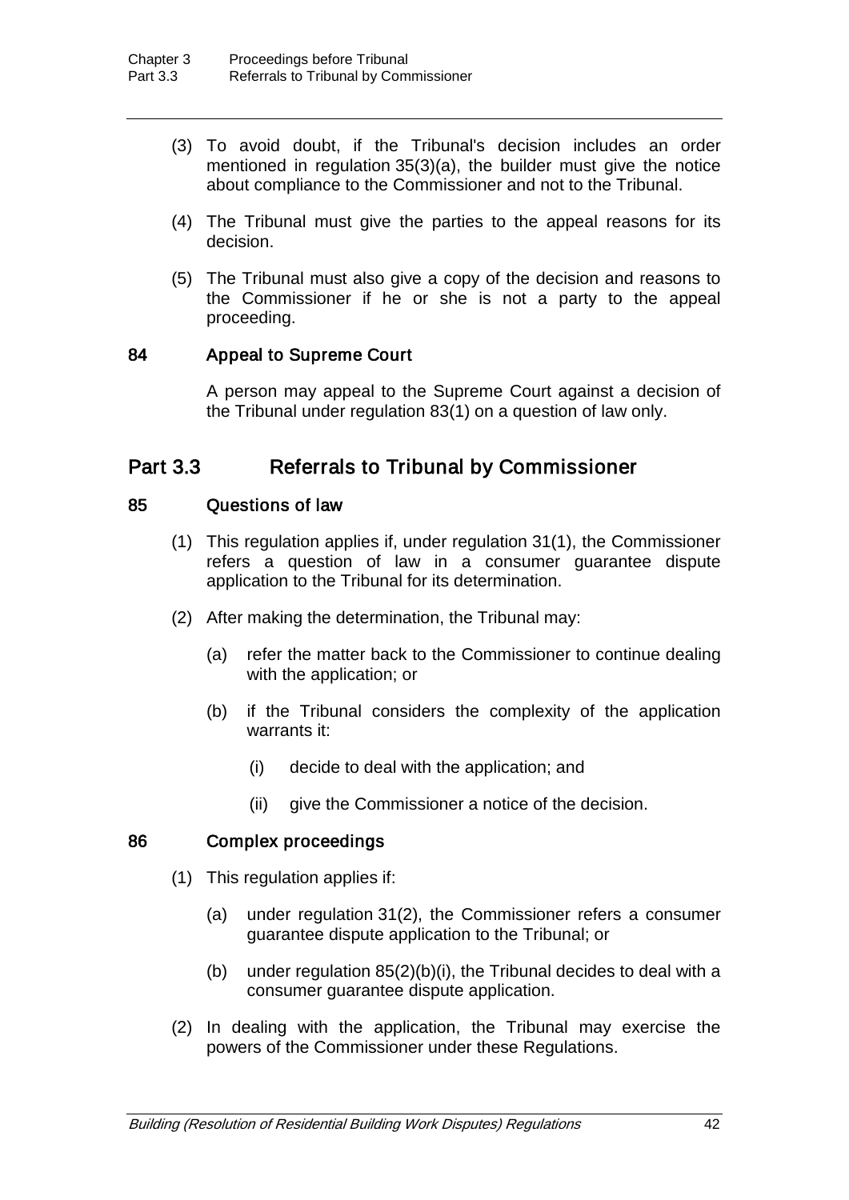(3) To avoid doubt, if the Tribunal's decision includes an order mentioned in regulation 35(3)(a), the builder must give the notice about compliance to the Commissioner and not to the Tribunal.

(4) The Tribunal must give the parties to the appeal reasons for its decision.

(5) The Tribunal must also give a copy of the decision and reasons to the Commissioner if he or she is not a party to the appeal proceeding.

### 84 Appeal to Supreme Court

A person may appeal to the Supreme Court against a decision of the Tribunal under regulation 83(1) on a question of law only.

## Part 3.3 Referrals to Tribunal by Commissioner

### 85 Questions of law

(1) This regulation applies if, under regulation 31(1), the Commissioner refers a question of law in a consumer guarantee dispute application to the Tribunal for its determination.

(2) After making the determination, the Tribunal may:

(a) refer the matter back to the Commissioner to continue dealing with the application; or

(b) if the Tribunal considers the complexity of the application warrants it:

(i) decide to deal with the application; and

(ii) give the Commissioner a notice of the decision.

### 86 Complex proceedings

(1) This regulation applies if:

(a) under regulation 31(2), the Commissioner refers a consumer guarantee dispute application to the Tribunal; or

(b) under regulation 85(2)(b)(i), the Tribunal decides to deal with a consumer guarantee dispute application.

(2) In dealing with the application, the Tribunal may exercise the powers of the Commissioner under these Regulations.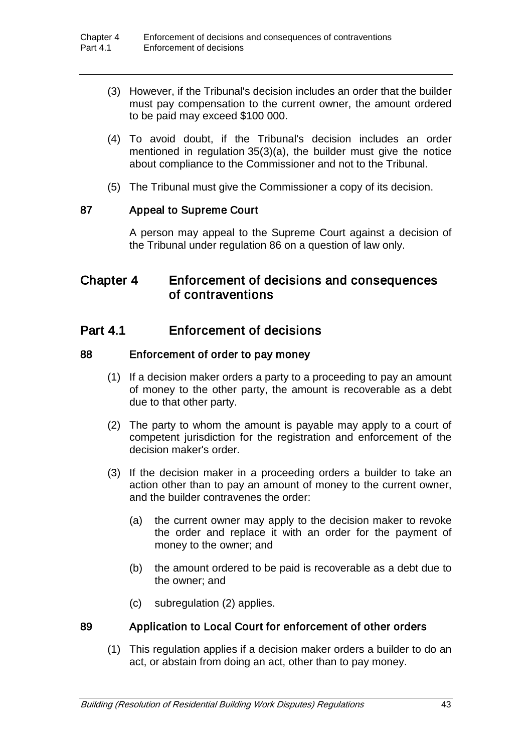(3) However, if the Tribunal's decision includes an order that the builder must pay compensation to the current owner, the amount ordered to be paid may exceed $100 000.

(4) To avoid doubt, if the Tribunal's decision includes an order mentioned in regulation 35(3)(a), the builder must give the notice about compliance to the Commissioner and not to the Tribunal.

(5) The Tribunal must give the Commissioner a copy of its decision.

### 87 Appeal to Supreme Court

A person may appeal to the Supreme Court against a decision of the Tribunal under regulation 86 on a question of law only.

# Chapter 4 Enforcement of decisions and consequences of contraventions

## Part 4.1 Enforcement of decisions

### 88 Enforcement of order to pay money

(1) If a decision maker orders a party to a proceeding to pay an amount of money to the other party, the amount is recoverable as a debt due to that other party.

(2) The party to whom the amount is payable may apply to a court of competent jurisdiction for the registration and enforcement of the decision maker's order.

(3) If the decision maker in a proceeding orders a builder to take an action other than to pay an amount of money to the current owner, and the builder contravenes the order:

(a) the current owner may apply to the decision maker to revoke the order and replace it with an order for the payment of money to the owner; and

(b) the amount ordered to be paid is recoverable as a debt due to the owner; and

(c) subregulation (2) applies.

### 89 Application to Local Court for enforcement of other orders

(1) This regulation applies if a decision maker orders a builder to do an act, or abstain from doing an act, other than to pay money.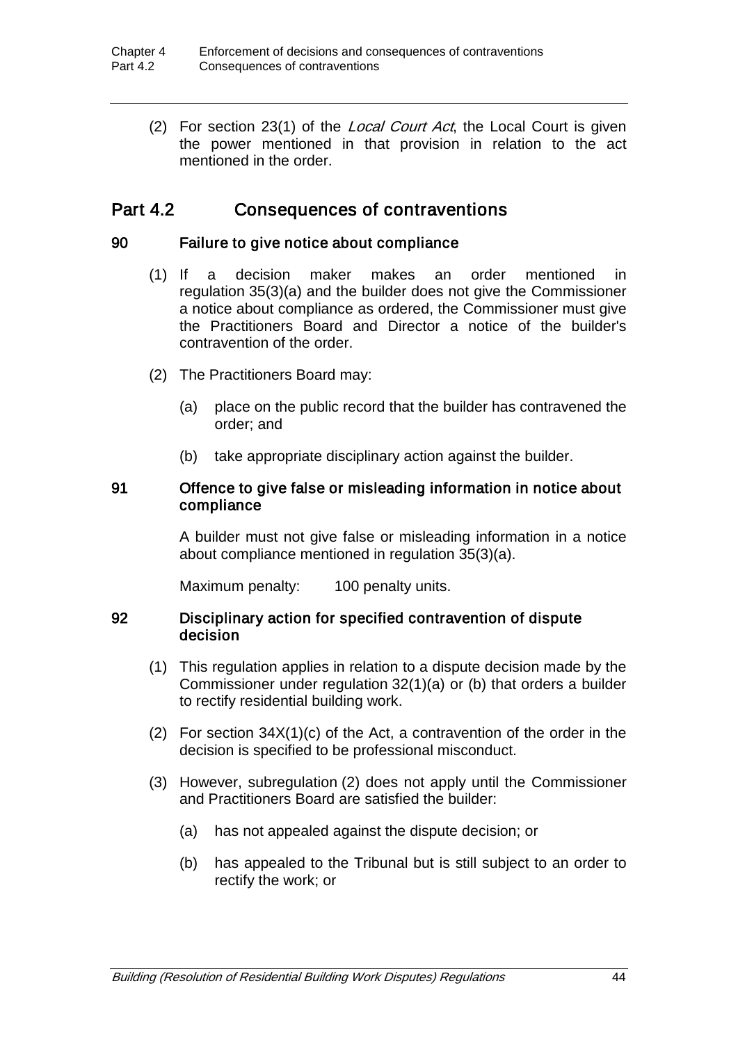(2) For section 23(1) of the *Local Court Act*, the Local Court is given the power mentioned in that provision in relation to the act mentioned in the order.

## Part 4.2 Consequences of contraventions

### 90 Failure to give notice about compliance

(1) If a decision maker makes an order mentioned in regulation 35(3)(a) and the builder does not give the Commissioner a notice about compliance as ordered, the Commissioner must give the Practitioners Board and Director a notice of the builder's contravention of the order.

(2) The Practitioners Board may:

(a) place on the public record that the builder has contravened the order; and

(b) take appropriate disciplinary action against the builder.

### 91 Offence to give false or misleading information in notice about compliance

A builder must not give false or misleading information in a notice about compliance mentioned in regulation 35(3)(a).

Maximum penalty: 100 penalty units.

### 92 Disciplinary action for specified contravention of dispute decision

(1) This regulation applies in relation to a dispute decision made by the Commissioner under regulation 32(1)(a) or (b) that orders a builder to rectify residential building work.

(2) For section 34X(1)(c) of the Act, a contravention of the order in the decision is specified to be professional misconduct.

(3) However, subregulation (2) does not apply until the Commissioner and Practitioners Board are satisfied the builder:

(a) has not appealed against the dispute decision; or

(b) has appealed to the Tribunal but is still subject to an order to rectify the work; or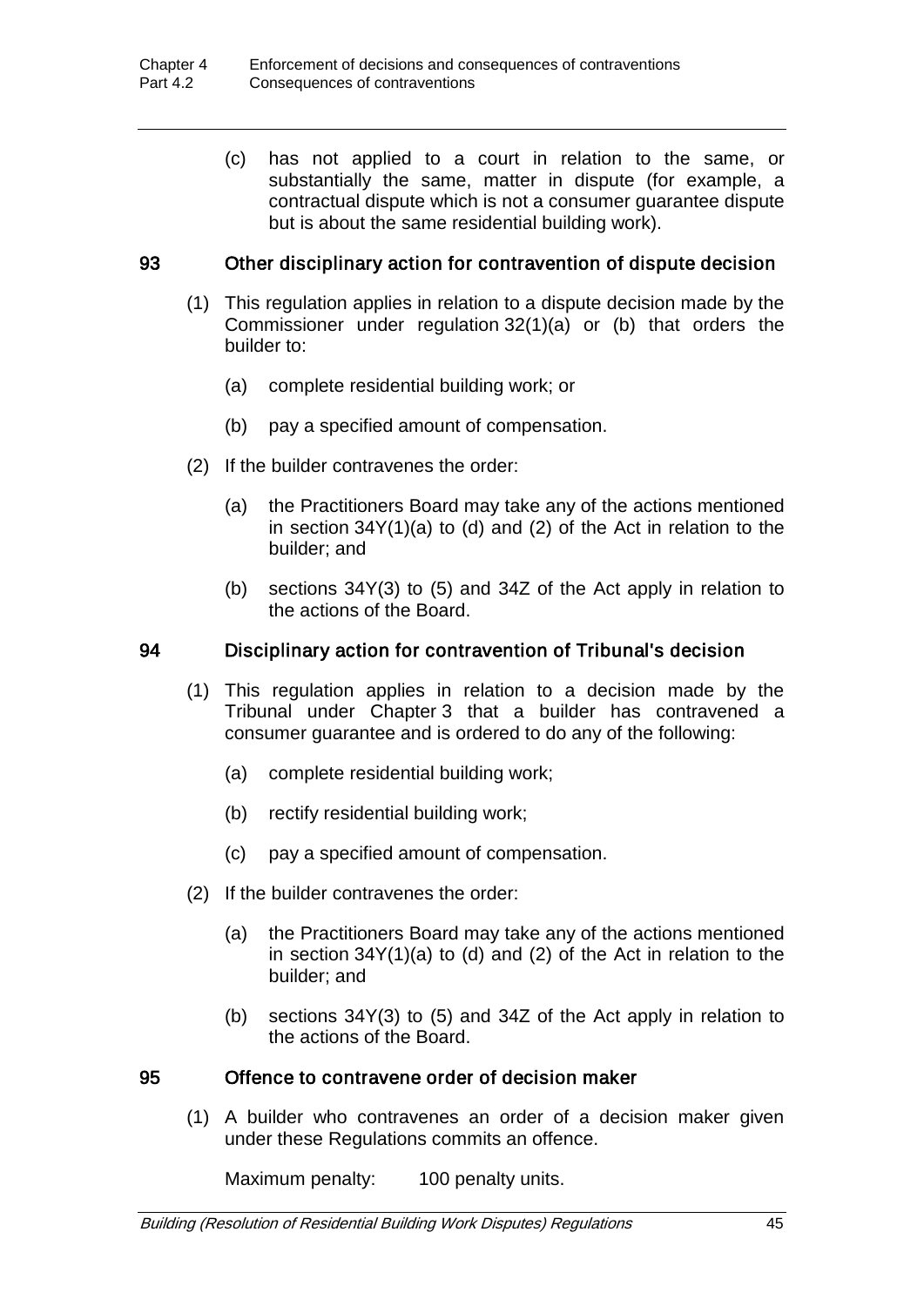(c) has not applied to a court in relation to the same, or substantially the same, matter in dispute (for example, a contractual dispute which is not a consumer guarantee dispute but is about the same residential building work).

### 93 Other disciplinary action for contravention of dispute decision

(1) This regulation applies in relation to a dispute decision made by the Commissioner under regulation 32(1)(a) or (b) that orders the builder to:

(a) complete residential building work; or

(b) pay a specified amount of compensation.

(2) If the builder contravenes the order:

(a) the Practitioners Board may take any of the actions mentioned in section 34Y(1)(a) to (d) and (2) of the Act in relation to the builder; and

(b) sections 34Y(3) to (5) and 34Z of the Act apply in relation to the actions of the Board.

### 94 Disciplinary action for contravention of Tribunal's decision

(1) This regulation applies in relation to a decision made by the Tribunal under Chapter 3 that a builder has contravened a consumer guarantee and is ordered to do any of the following:

(a) complete residential building work;

(b) rectify residential building work;

(c) pay a specified amount of compensation.

(2) If the builder contravenes the order:

(a) the Practitioners Board may take any of the actions mentioned in section 34Y(1)(a) to (d) and (2) of the Act in relation to the builder; and

(b) sections 34Y(3) to (5) and 34Z of the Act apply in relation to the actions of the Board.

### 95 Offence to contravene order of decision maker

(1) A builder who contravenes an order of a decision maker given under these Regulations commits an offence.

Maximum penalty: 100 penalty units.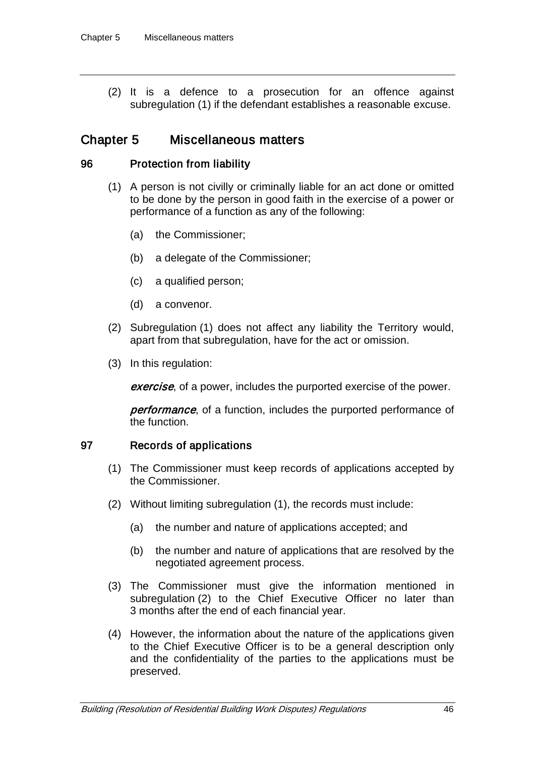(2) It is a defence to a prosecution for an offence against subregulation (1) if the defendant establishes a reasonable excuse.

# Chapter 5 Miscellaneous matters

### 96 Protection from liability

(1) A person is not civilly or criminally liable for an act done or omitted to be done by the person in good faith in the exercise of a power or performance of a function as any of the following:

(a) the Commissioner;

(b) a delegate of the Commissioner;

(c) a qualified person;

(d) a convenor.

(2) Subregulation (1) does not affect any liability the Territory would, apart from that subregulation, have for the act or omission.

(3) In this regulation:

***exercise***, of a power, includes the purported exercise of the power.

***performance***, of a function, includes the purported performance of the function.

### 97 Records of applications

(1) The Commissioner must keep records of applications accepted by the Commissioner.

(2) Without limiting subregulation (1), the records must include:

(a) the number and nature of applications accepted; and

(b) the number and nature of applications that are resolved by the negotiated agreement process.

(3) The Commissioner must give the information mentioned in subregulation (2) to the Chief Executive Officer no later than 3 months after the end of each financial year.

(4) However, the information about the nature of the applications given to the Chief Executive Officer is to be a general description only and the confidentiality of the parties to the applications must be preserved.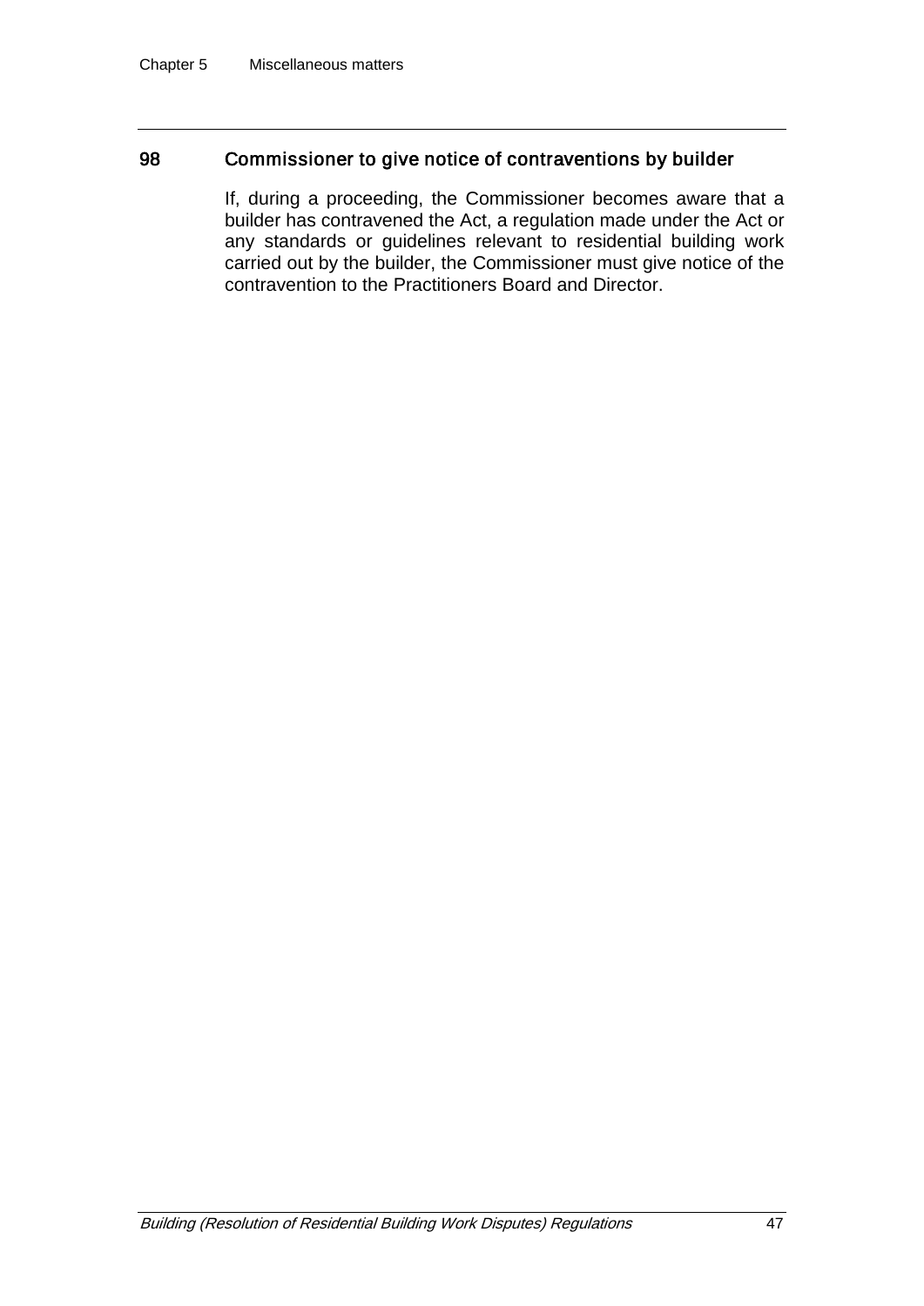## 98 Commissioner to give notice of contraventions by builder

If, during a proceeding, the Commissioner becomes aware that a builder has contravened the Act, a regulation made under the Act or any standards or guidelines relevant to residential building work carried out by the builder, the Commissioner must give notice of the contravention to the Practitioners Board and Director.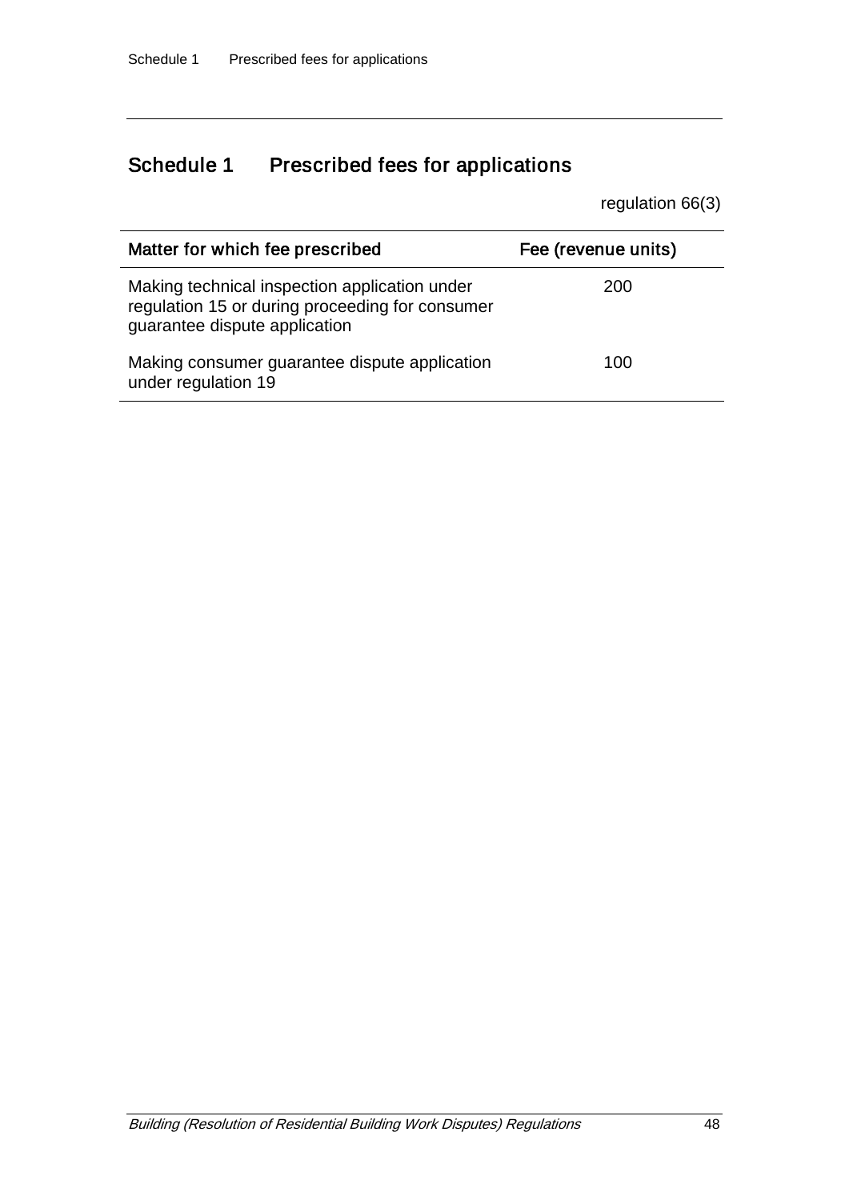## Schedule 1 Prescribed fees for applications

regulation 66(3)

| Matter for which fee prescribed | Fee (revenue units) |
|---|---|
| Making technical inspection application under regulation 15 or during proceeding for consumer guarantee dispute application | 200 |
| Making consumer guarantee dispute application under regulation 19 | 100 |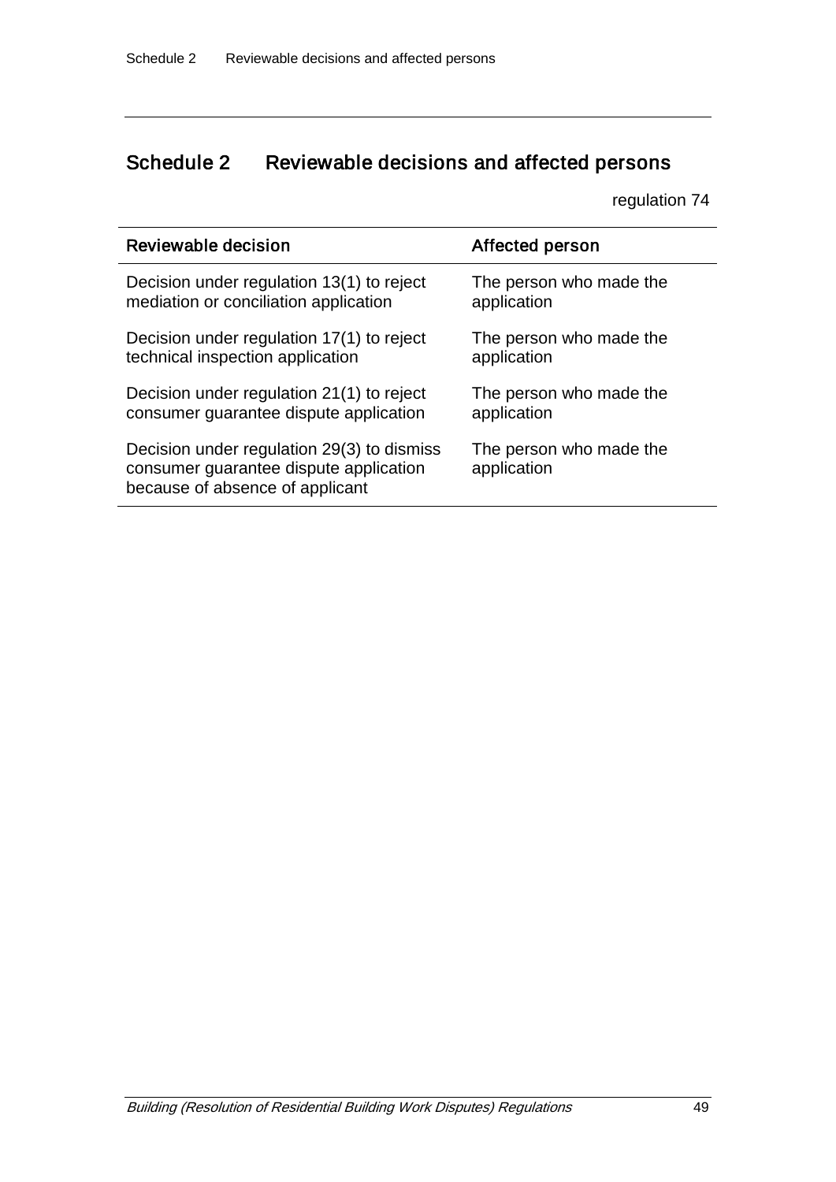# Schedule 2 Reviewable decisions and affected persons

regulation 74

| Reviewable decision | Affected person |
| --- | --- |
| Decision under regulation 13(1) to reject mediation or conciliation application | The person who made the application |
| Decision under regulation 17(1) to reject technical inspection application | The person who made the application |
| Decision under regulation 21(1) to reject consumer guarantee dispute application | The person who made the application |
| Decision under regulation 29(3) to dismiss consumer guarantee dispute application because of absence of applicant | The person who made the application |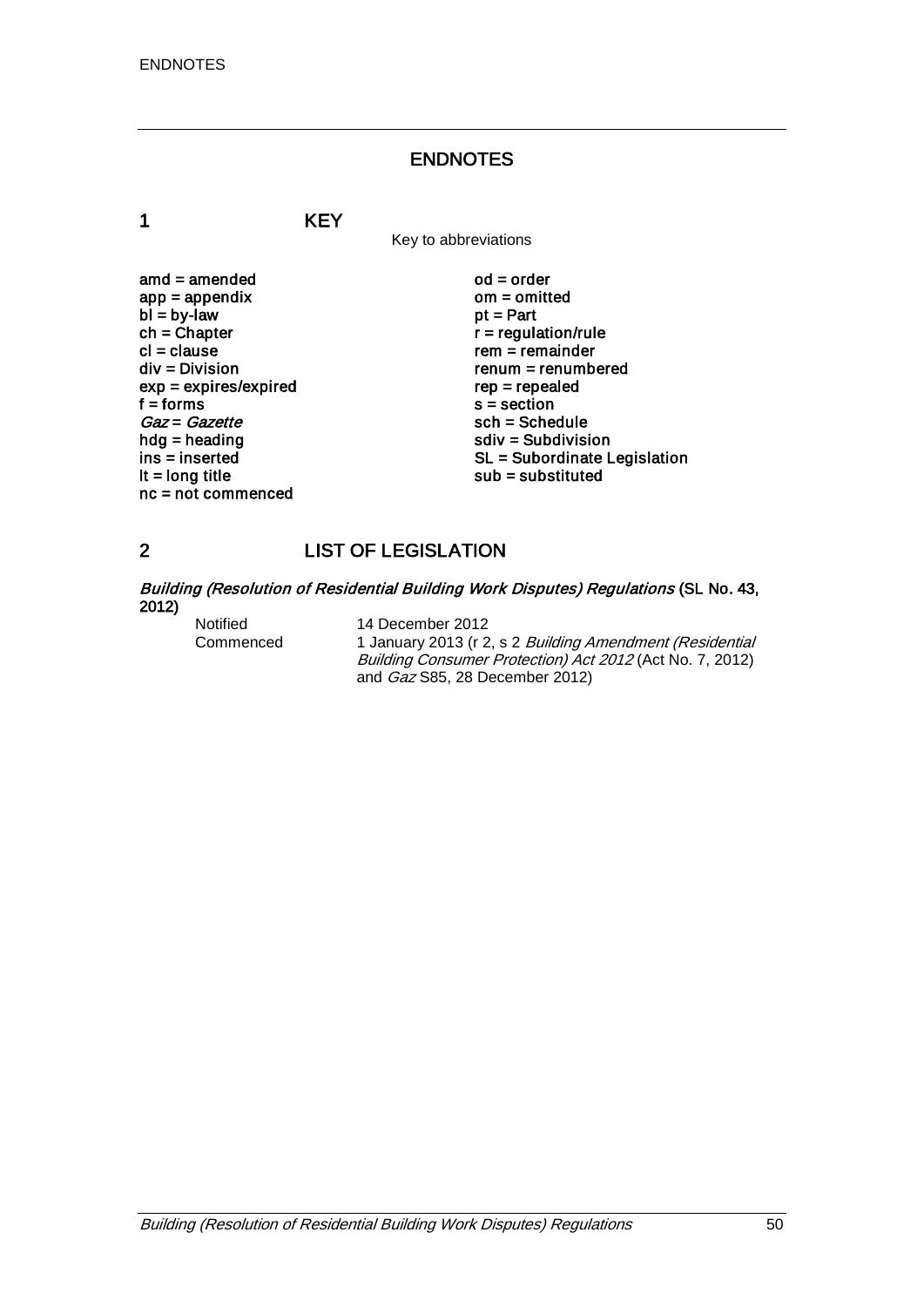# ENDNOTES

## 1 KEY

Key to abbreviations

amd = amended
app = appendix
bl = by-law
ch = Chapter
cl = clause
div = Division
exp = expires/expired
f = forms
*Gaz* = *Gazette*
hdg = heading
ins = inserted
lt = long title
nc = not commenced
od = order
om = omitted
pt = Part
r = regulation/rule
rem = remainder
renum = renumbered
rep = repealed
s = section
sch = Schedule
sdiv = Subdivision
SL = Subordinate Legislation
sub = substituted

## 2 LIST OF LEGISLATION

***Building (Resolution of Residential Building Work Disputes) Regulations* (SL No. 43, 2012)**

| | |
|---|---|
| Notified | 14 December 2012 |
| Commenced | 1 January 2013 (r 2, s 2 *Building Amendment (Residential Building Consumer Protection) Act 2012* (Act No. 7, 2012) and *Gaz* S85, 28 December 2012) |